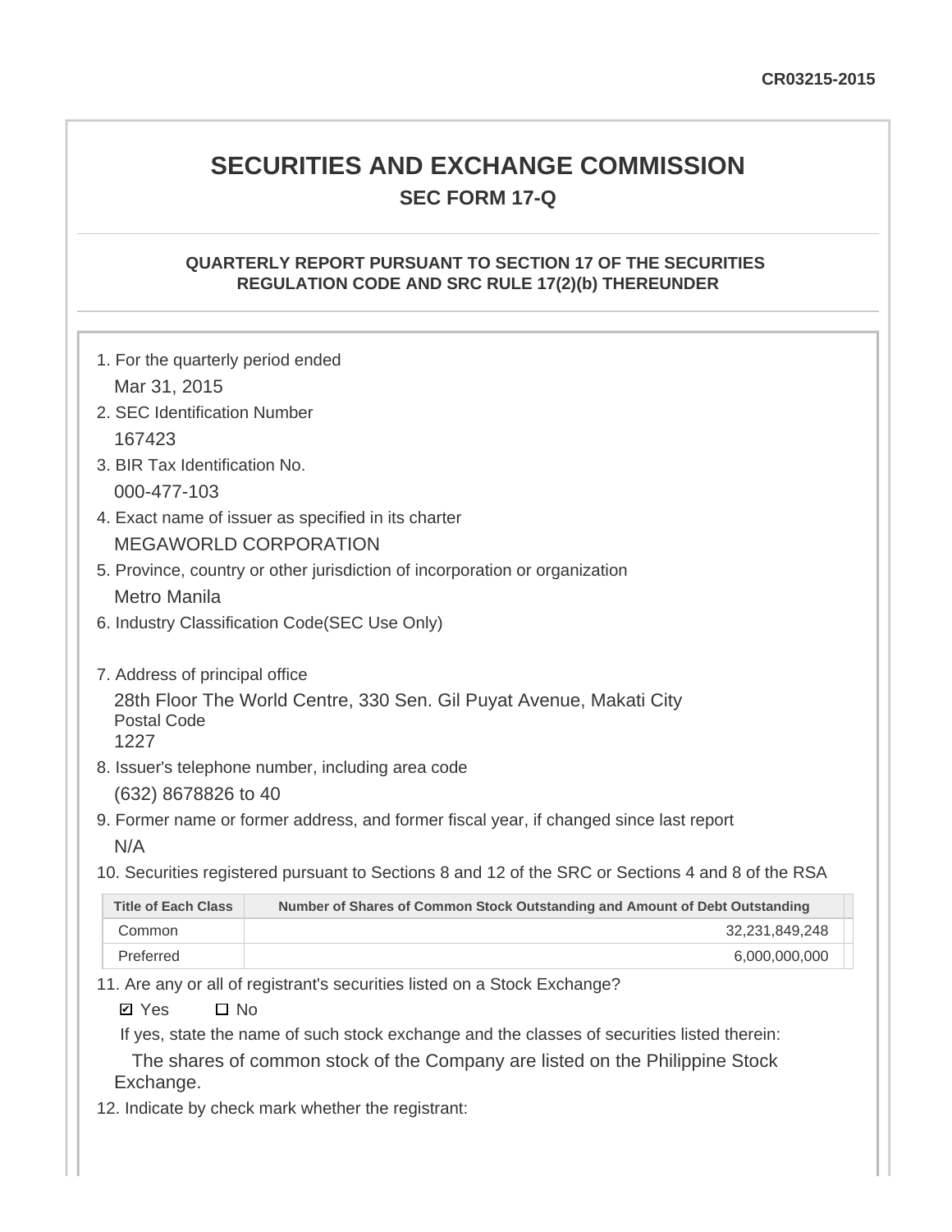CR03215-2015

# SECURITIES AND EXCHANGE COMMISSION

## SEC FORM 17-Q

### QUARTERLY REPORT PURSUANT TO SECTION 17 OF THE SECURITIES REGULATION CODE AND SRC RULE 17(2)(b) THEREUNDER

1. For the quarterly period ended

   Mar 31, 2015

2. SEC Identification Number

   167423

3. BIR Tax Identification No.

   000-477-103

4. Exact name of issuer as specified in its charter

   MEGAWORLD CORPORATION

5. Province, country or other jurisdiction of incorporation or organization

   Metro Manila

6. Industry Classification Code(SEC Use Only)

7. Address of principal office

   28th Floor The World Centre, 330 Sen. Gil Puyat Avenue, Makati City

   Postal Code

   1227

8. Issuer's telephone number, including area code

   (632) 8678826 to 40

9. Former name or former address, and former fiscal year, if changed since last report

   N/A

10. Securities registered pursuant to Sections 8 and 12 of the SRC or Sections 4 and 8 of the RSA

| Title of Each Class | Number of Shares of Common Stock Outstanding and Amount of Debt Outstanding |
|---|---|
| Common | 32,231,849,248 |
| Preferred | 6,000,000,000 |

11. Are any or all of registrant's securities listed on a Stock Exchange?

   ☑ Yes ☐ No

   If yes, state the name of such stock exchange and the classes of securities listed therein:

   The shares of common stock of the Company are listed on the Philippine Stock Exchange.

12. Indicate by check mark whether the registrant: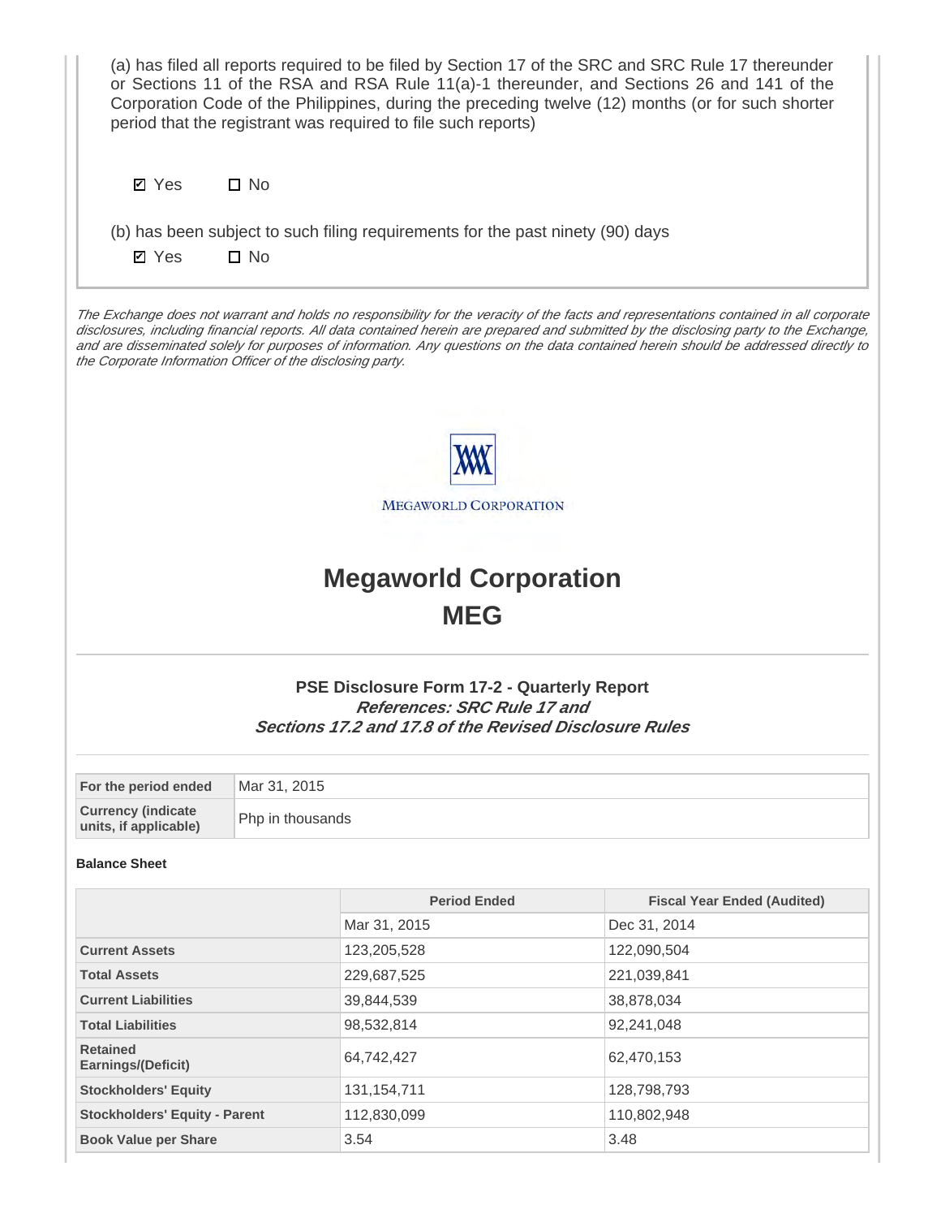(a) has filed all reports required to be filed by Section 17 of the SRC and SRC Rule 17 thereunder or Sections 11 of the RSA and RSA Rule 11(a)-1 thereunder, and Sections 26 and 141 of the Corporation Code of the Philippines, during the preceding twelve (12) months (or for such shorter period that the registrant was required to file such reports)

☑ Yes ☐ No

(b) has been subject to such filing requirements for the past ninety (90) days

☑ Yes ☐ No

*The Exchange does not warrant and holds no responsibility for the veracity of the facts and representations contained in all corporate disclosures, including financial reports. All data contained herein are prepared and submitted by the disclosing party to the Exchange, and are disseminated solely for purposes of information. Any questions on the data contained herein should be addressed directly to the Corporate Information Officer of the disclosing party.*

MEGAWORLD CORPORATION

# Megaworld Corporation
# MEG

### PSE Disclosure Form 17-2 - Quarterly Report
***References: SRC Rule 17 and***
***Sections 17.2 and 17.8 of the Revised Disclosure Rules***

| | |
|---|---|
| **For the period ended** | Mar 31, 2015 |
| **Currency (indicate units, if applicable)** | Php in thousands |

**Balance Sheet**

| | Period Ended | Fiscal Year Ended (Audited) |
|---|---|---|
| | Mar 31, 2015 | Dec 31, 2014 |
| **Current Assets** | 123,205,528 | 122,090,504 |
| **Total Assets** | 229,687,525 | 221,039,841 |
| **Current Liabilities** | 39,844,539 | 38,878,034 |
| **Total Liabilities** | 98,532,814 | 92,241,048 |
| **Retained Earnings/(Deficit)** | 64,742,427 | 62,470,153 |
| **Stockholders' Equity** | 131,154,711 | 128,798,793 |
| **Stockholders' Equity - Parent** | 112,830,099 | 110,802,948 |
| **Book Value per Share** | 3.54 | 3.48 |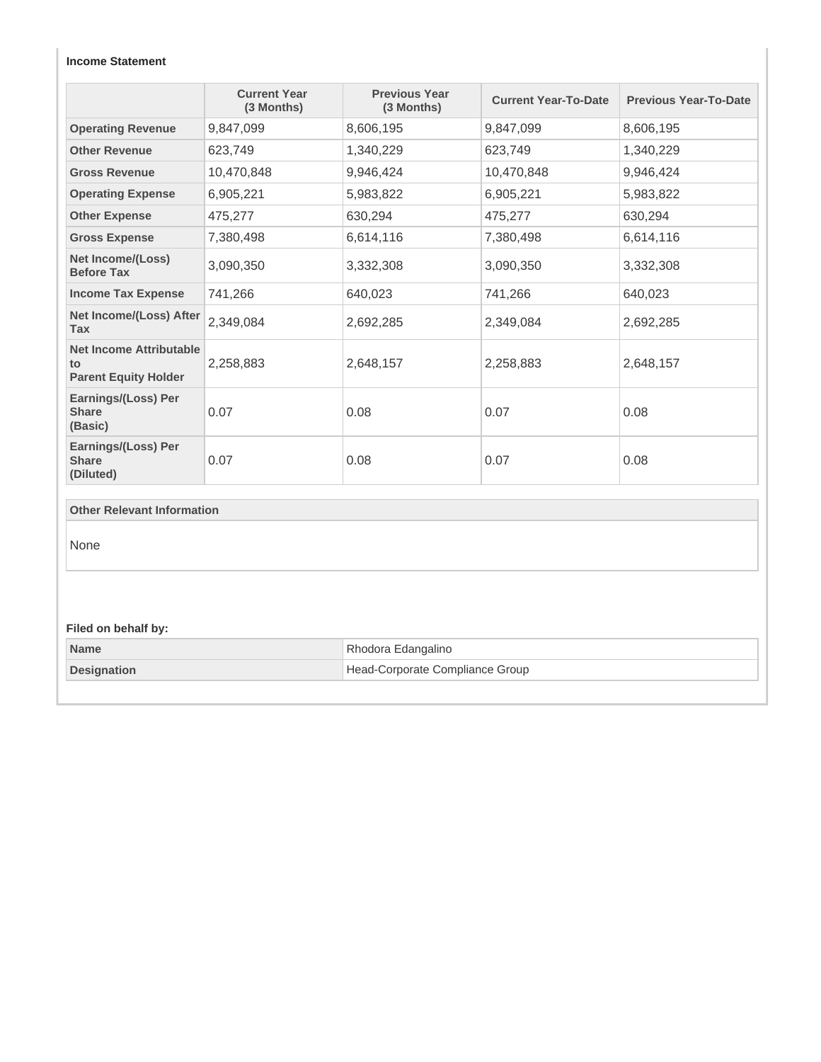**Income Statement**

| | Current Year (3 Months) | Previous Year (3 Months) | Current Year-To-Date | Previous Year-To-Date |
|---|---|---|---|---|
| **Operating Revenue** | 9,847,099 | 8,606,195 | 9,847,099 | 8,606,195 |
| **Other Revenue** | 623,749 | 1,340,229 | 623,749 | 1,340,229 |
| **Gross Revenue** | 10,470,848 | 9,946,424 | 10,470,848 | 9,946,424 |
| **Operating Expense** | 6,905,221 | 5,983,822 | 6,905,221 | 5,983,822 |
| **Other Expense** | 475,277 | 630,294 | 475,277 | 630,294 |
| **Gross Expense** | 7,380,498 | 6,614,116 | 7,380,498 | 6,614,116 |
| **Net Income/(Loss) Before Tax** | 3,090,350 | 3,332,308 | 3,090,350 | 3,332,308 |
| **Income Tax Expense** | 741,266 | 640,023 | 741,266 | 640,023 |
| **Net Income/(Loss) After Tax** | 2,349,084 | 2,692,285 | 2,349,084 | 2,692,285 |
| **Net Income Attributable to Parent Equity Holder** | 2,258,883 | 2,648,157 | 2,258,883 | 2,648,157 |
| **Earnings/(Loss) Per Share (Basic)** | 0.07 | 0.08 | 0.07 | 0.08 |
| **Earnings/(Loss) Per Share (Diluted)** | 0.07 | 0.08 | 0.07 | 0.08 |

| Other Relevant Information |
|---|
| None |

**Filed on behalf by:**

| | |
|---|---|
| **Name** | Rhodora Edangalino |
| **Designation** | Head-Corporate Compliance Group |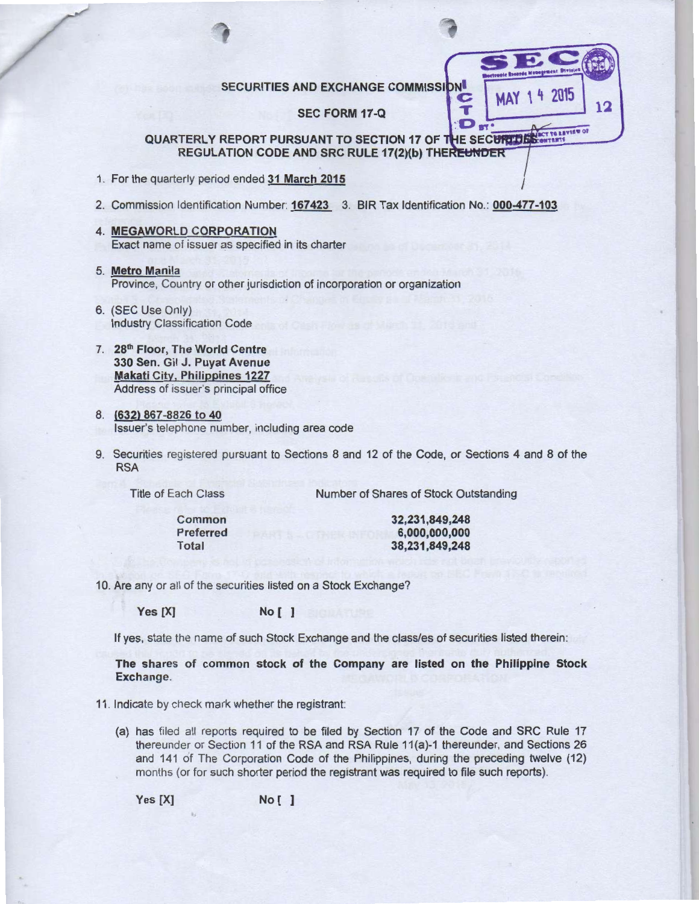SECURITIES AND EXCHANGE COMMISSION

SEC FORM 17-Q

QUARTERLY REPORT PURSUANT TO SECTION 17 OF THE SECURITIES REGULATION CODE AND SRC RULE 17(2)(b) THEREUNDER

1. For the quarterly period ended **31 March 2015**

2. Commission Identification Number: **167423**   3. BIR Tax Identification No.: **000-477-103**

4. **MEGAWORLD CORPORATION**
   Exact name of issuer as specified in its charter

5. **Metro Manila**
   Province, Country or other jurisdiction of incorporation or organization

6. (SEC Use Only)
   Industry Classification Code

7. **28th Floor, The World Centre**
   **330 Sen. Gil J. Puyat Avenue**
   **Makati City, Philippines 1227**
   Address of issuer's principal office

8. **(632) 867-8826 to 40**
   Issuer's telephone number, including area code

9. Securities registered pursuant to Sections 8 and 12 of the Code, or Sections 4 and 8 of the RSA

| Title of Each Class | Number of Shares of Stock Outstanding |
|---|---|
| **Common** | **32,231,849,248** |
| **Preferred** | **6,000,000,000** |
| **Total** | **38,231,849,248** |

10. Are any or all of the securities listed on a Stock Exchange?

    Yes [X]    No [ ]

    If yes, state the name of such Stock Exchange and the class/es of securities listed therein:

    **The shares of common stock of the Company are listed on the Philippine Stock Exchange.**

11. Indicate by check mark whether the registrant:

    (a) has filed all reports required to be filed by Section 17 of the Code and SRC Rule 17 thereunder or Section 11 of the RSA and RSA Rule 11(a)-1 thereunder, and Sections 26 and 141 of The Corporation Code of the Philippines, during the preceding twelve (12) months (or for such shorter period the registrant was required to file such reports).

    Yes [X]    No [ ]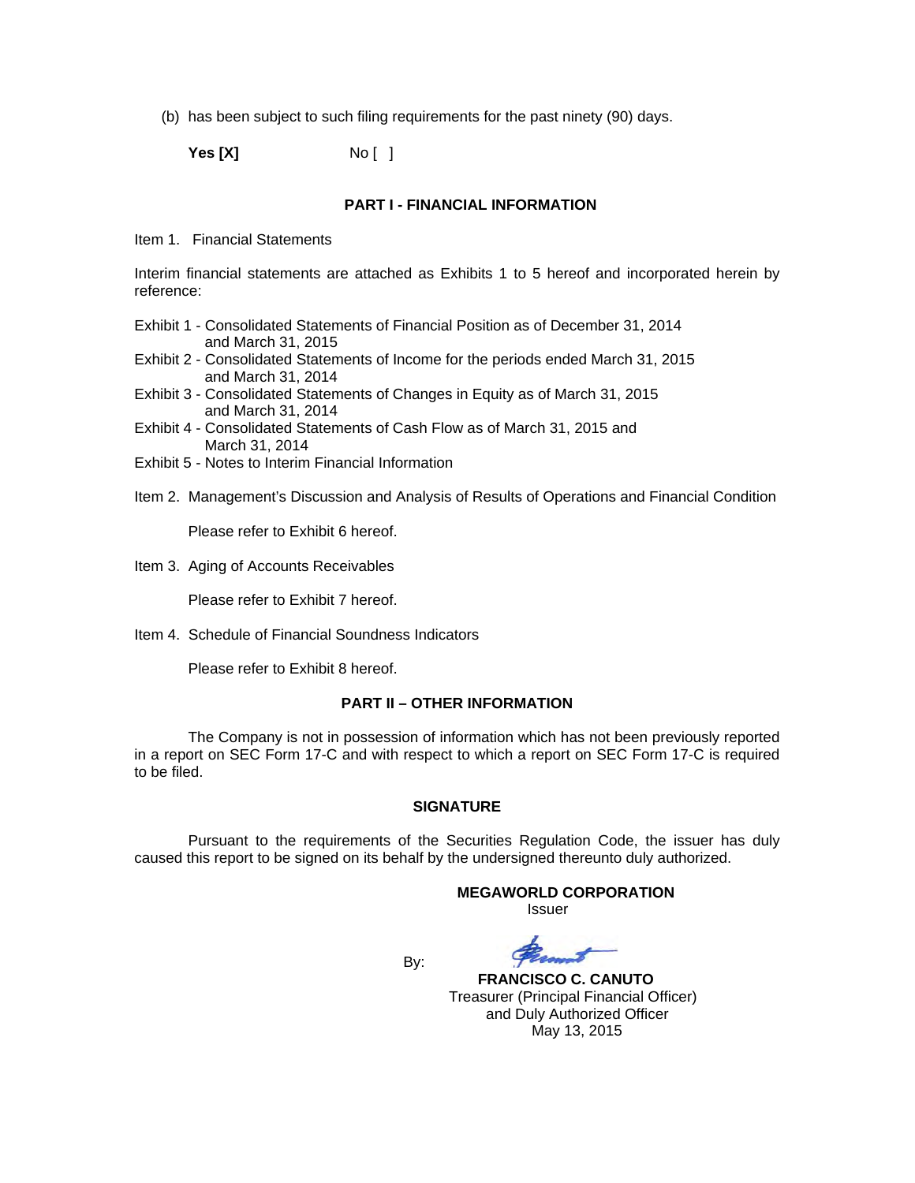(b) has been subject to such filing requirements for the past ninety (90) days.

**Yes [X]** No [ ]

## PART I - FINANCIAL INFORMATION

Item 1. Financial Statements

Interim financial statements are attached as Exhibits 1 to 5 hereof and incorporated herein by reference:

Exhibit 1 - Consolidated Statements of Financial Position as of December 31, 2014 and March 31, 2015
Exhibit 2 - Consolidated Statements of Income for the periods ended March 31, 2015 and March 31, 2014
Exhibit 3 - Consolidated Statements of Changes in Equity as of March 31, 2015 and March 31, 2014
Exhibit 4 - Consolidated Statements of Cash Flow as of March 31, 2015 and March 31, 2014
Exhibit 5 - Notes to Interim Financial Information

Item 2. Management's Discussion and Analysis of Results of Operations and Financial Condition

Please refer to Exhibit 6 hereof.

Item 3. Aging of Accounts Receivables

Please refer to Exhibit 7 hereof.

Item 4. Schedule of Financial Soundness Indicators

Please refer to Exhibit 8 hereof.

## PART II – OTHER INFORMATION

The Company is not in possession of information which has not been previously reported in a report on SEC Form 17-C and with respect to which a report on SEC Form 17-C is required to be filed.

## SIGNATURE

Pursuant to the requirements of the Securities Regulation Code, the issuer has duly caused this report to be signed on its behalf by the undersigned thereunto duly authorized.

**MEGAWORLD CORPORATION**
Issuer

By:

**FRANCISCO C. CANUTO**
Treasurer (Principal Financial Officer)
and Duly Authorized Officer
May 13, 2015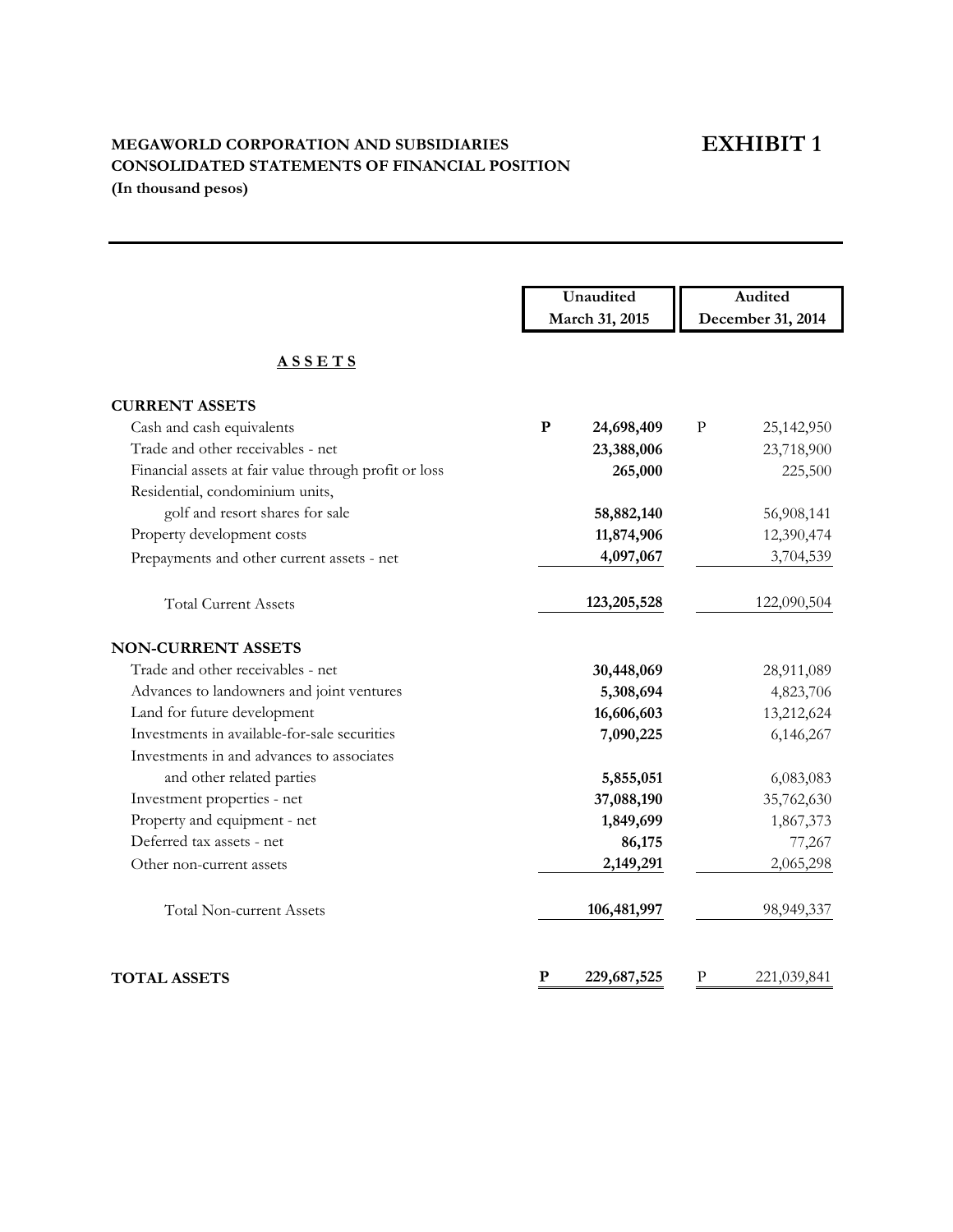**MEGAWORLD CORPORATION AND SUBSIDIARIES**
**CONSOLIDATED STATEMENTS OF FINANCIAL POSITION**
**(In thousand pesos)**

# EXHIBIT 1

| | Unaudited March 31, 2015 | Audited December 31, 2014 |
|---|---|---|
| **A S S E T S** | | |
| **CURRENT ASSETS** | | |
| Cash and cash equivalents | **P 24,698,409** | P 25,142,950 |
| Trade and other receivables - net | **23,388,006** | 23,718,900 |
| Financial assets at fair value through profit or loss | **265,000** | 225,500 |
| Residential, condominium units, golf and resort shares for sale | **58,882,140** | 56,908,141 |
| Property development costs | **11,874,906** | 12,390,474 |
| Prepayments and other current assets - net | **4,097,067** | 3,704,539 |
| Total Current Assets | **123,205,528** | 122,090,504 |
| **NON-CURRENT ASSETS** | | |
| Trade and other receivables - net | **30,448,069** | 28,911,089 |
| Advances to landowners and joint ventures | **5,308,694** | 4,823,706 |
| Land for future development | **16,606,603** | 13,212,624 |
| Investments in available-for-sale securities | **7,090,225** | 6,146,267 |
| Investments in and advances to associates and other related parties | **5,855,051** | 6,083,083 |
| Investment properties - net | **37,088,190** | 35,762,630 |
| Property and equipment - net | **1,849,699** | 1,867,373 |
| Deferred tax assets - net | **86,175** | 77,267 |
| Other non-current assets | **2,149,291** | 2,065,298 |
| Total Non-current Assets | **106,481,997** | 98,949,337 |
| **TOTAL ASSETS** | **P 229,687,525** | P 221,039,841 |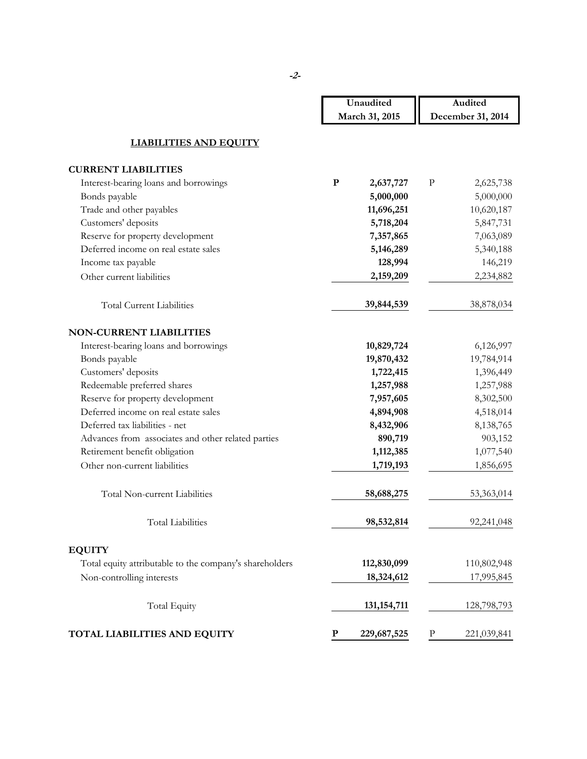| | Unaudited March 31, 2015 | Audited December 31, 2014 |
|---|---|---|
| **LIABILITIES AND EQUITY** | | |
| **CURRENT LIABILITIES** | | |
| Interest-bearing loans and borrowings | **P 2,637,727** | P 2,625,738 |
| Bonds payable | **5,000,000** | 5,000,000 |
| Trade and other payables | **11,696,251** | 10,620,187 |
| Customers' deposits | **5,718,204** | 5,847,731 |
| Reserve for property development | **7,357,865** | 7,063,089 |
| Deferred income on real estate sales | **5,146,289** | 5,340,188 |
| Income tax payable | **128,994** | 146,219 |
| Other current liabilities | **2,159,209** | 2,234,882 |
| Total Current Liabilities | **39,844,539** | 38,878,034 |
| **NON-CURRENT LIABILITIES** | | |
| Interest-bearing loans and borrowings | **10,829,724** | 6,126,997 |
| Bonds payable | **19,870,432** | 19,784,914 |
| Customers' deposits | **1,722,415** | 1,396,449 |
| Redeemable preferred shares | **1,257,988** | 1,257,988 |
| Reserve for property development | **7,957,605** | 8,302,500 |
| Deferred income on real estate sales | **4,894,908** | 4,518,014 |
| Deferred tax liabilities - net | **8,432,906** | 8,138,765 |
| Advances from associates and other related parties | **890,719** | 903,152 |
| Retirement benefit obligation | **1,112,385** | 1,077,540 |
| Other non-current liabilities | **1,719,193** | 1,856,695 |
| Total Non-current Liabilities | **58,688,275** | 53,363,014 |
| Total Liabilities | **98,532,814** | 92,241,048 |
| **EQUITY** | | |
| Total equity attributable to the company's shareholders | **112,830,099** | 110,802,948 |
| Non-controlling interests | **18,324,612** | 17,995,845 |
| Total Equity | **131,154,711** | 128,798,793 |
| **TOTAL LIABILITIES AND EQUITY** | **P 229,687,525** | P 221,039,841 |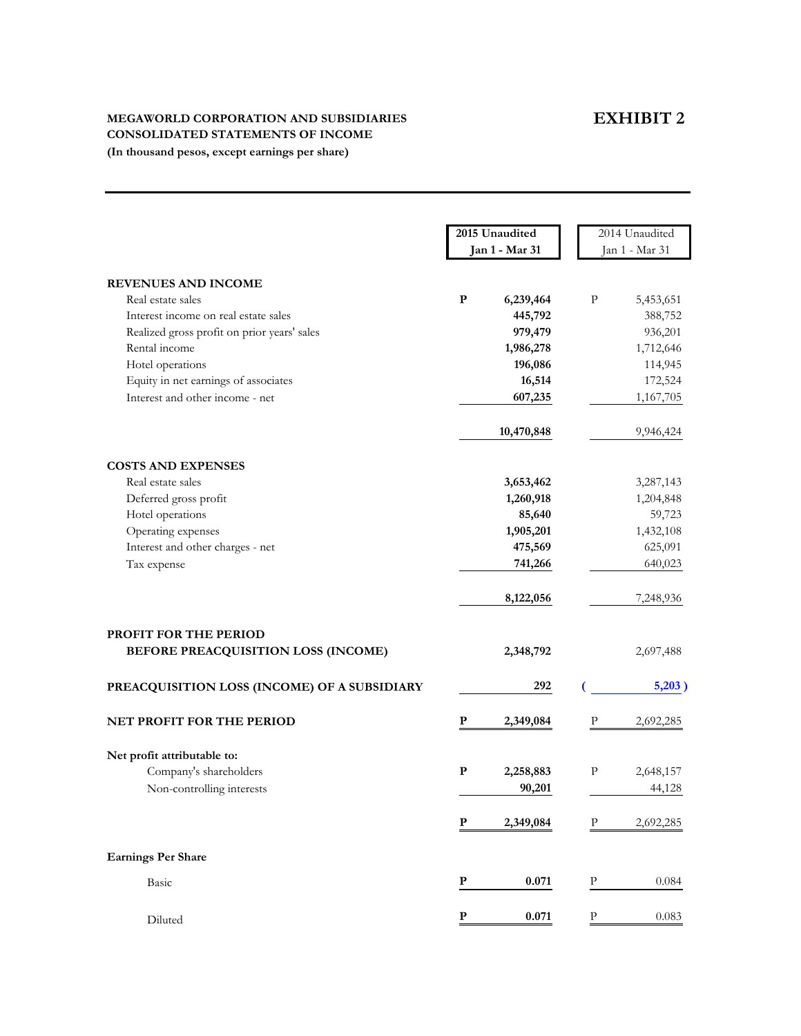**MEGAWORLD CORPORATION AND SUBSIDIARIES**
**CONSOLIDATED STATEMENTS OF INCOME**
**(In thousand pesos, except earnings per share)**

# EXHIBIT 2

| | 2015 Unaudited Jan 1 - Mar 31 | 2014 Unaudited Jan 1 - Mar 31 |
|---|---|---|
| **REVENUES AND INCOME** | | |
| Real estate sales | P 6,239,464 | P 5,453,651 |
| Interest income on real estate sales | 445,792 | 388,752 |
| Realized gross profit on prior years' sales | 979,479 | 936,201 |
| Rental income | 1,986,278 | 1,712,646 |
| Hotel operations | 196,086 | 114,945 |
| Equity in net earnings of associates | 16,514 | 172,524 |
| Interest and other income - net | 607,235 | 1,167,705 |
| | 10,470,848 | 9,946,424 |
| **COSTS AND EXPENSES** | | |
| Real estate sales | 3,653,462 | 3,287,143 |
| Deferred gross profit | 1,260,918 | 1,204,848 |
| Hotel operations | 85,640 | 59,723 |
| Operating expenses | 1,905,201 | 1,432,108 |
| Interest and other charges - net | 475,569 | 625,091 |
| Tax expense | 741,266 | 640,023 |
| | 8,122,056 | 7,248,936 |
| **PROFIT FOR THE PERIOD BEFORE PREACQUISITION LOSS (INCOME)** | 2,348,792 | 2,697,488 |
| **PREACQUISITION LOSS (INCOME) OF A SUBSIDIARY** | 292 | ( 5,203 ) |
| **NET PROFIT FOR THE PERIOD** | P 2,349,084 | P 2,692,285 |
| **Net profit attributable to:** | | |
| Company's shareholders | P 2,258,883 | P 2,648,157 |
| Non-controlling interests | 90,201 | 44,128 |
| | P 2,349,084 | P 2,692,285 |
| **Earnings Per Share** | | |
| Basic | P 0.071 | P 0.084 |
| Diluted | P 0.071 | P 0.083 |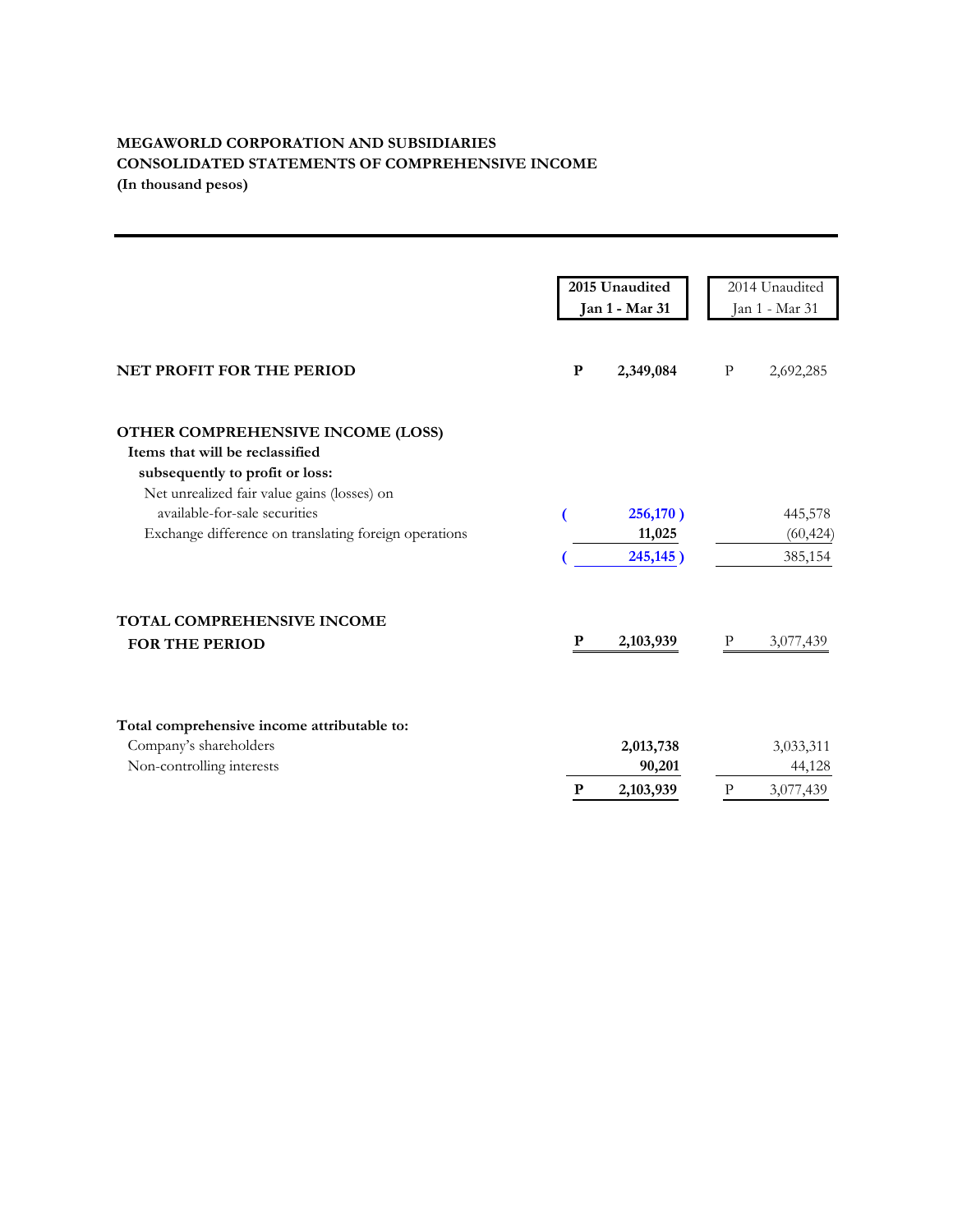**MEGAWORLD CORPORATION AND SUBSIDIARIES**
**CONSOLIDATED STATEMENTS OF COMPREHENSIVE INCOME**
**(In thousand pesos)**

| | 2015 Unaudited Jan 1 - Mar 31 | 2014 Unaudited Jan 1 - Mar 31 |
|---|---|---|
| **NET PROFIT FOR THE PERIOD** | **P 2,349,084** | P 2,692,285 |
| **OTHER COMPREHENSIVE INCOME (LOSS)** | | |
| **Items that will be reclassified subsequently to profit or loss:** | | |
| Net unrealized fair value gains (losses) on available-for-sale securities | **( 256,170 )** | 445,578 |
| Exchange difference on translating foreign operations | **11,025** | (60,424) |
| | **( 245,145 )** | 385,154 |
| **TOTAL COMPREHENSIVE INCOME FOR THE PERIOD** | **P 2,103,939** | P 3,077,439 |
| **Total comprehensive income attributable to:** | | |
| Company's shareholders | **2,013,738** | 3,033,311 |
| Non-controlling interests | **90,201** | 44,128 |
| | **P 2,103,939** | P 3,077,439 |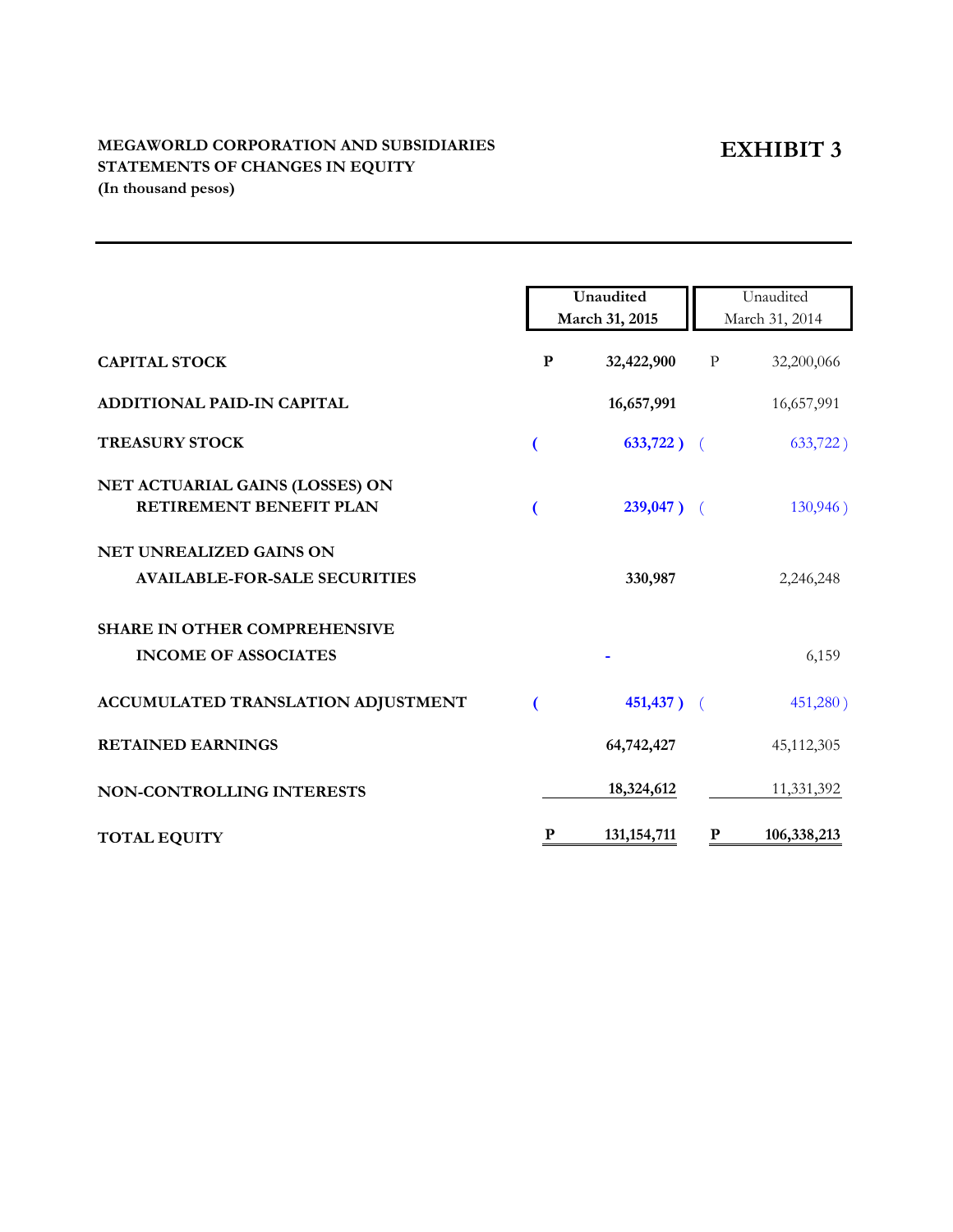**MEGAWORLD CORPORATION AND SUBSIDIARIES**
**STATEMENTS OF CHANGES IN EQUITY**
**(In thousand pesos)**

# EXHIBIT 3

| | Unaudited March 31, 2015 | Unaudited March 31, 2014 |
|---|---|---|
| **CAPITAL STOCK** | P 32,422,900 | P 32,200,066 |
| **ADDITIONAL PAID-IN CAPITAL** | 16,657,991 | 16,657,991 |
| **TREASURY STOCK** | ( 633,722 ) | ( 633,722 ) |
| **NET ACTUARIAL GAINS (LOSSES) ON RETIREMENT BENEFIT PLAN** | ( 239,047 ) | ( 130,946 ) |
| **NET UNREALIZED GAINS ON AVAILABLE-FOR-SALE SECURITIES** | 330,987 | 2,246,248 |
| **SHARE IN OTHER COMPREHENSIVE INCOME OF ASSOCIATES** | - | 6,159 |
| **ACCUMULATED TRANSLATION ADJUSTMENT** | ( 451,437 ) | ( 451,280 ) |
| **RETAINED EARNINGS** | 64,742,427 | 45,112,305 |
| **NON-CONTROLLING INTERESTS** | 18,324,612 | 11,331,392 |
| **TOTAL EQUITY** | P 131,154,711 | P 106,338,213 |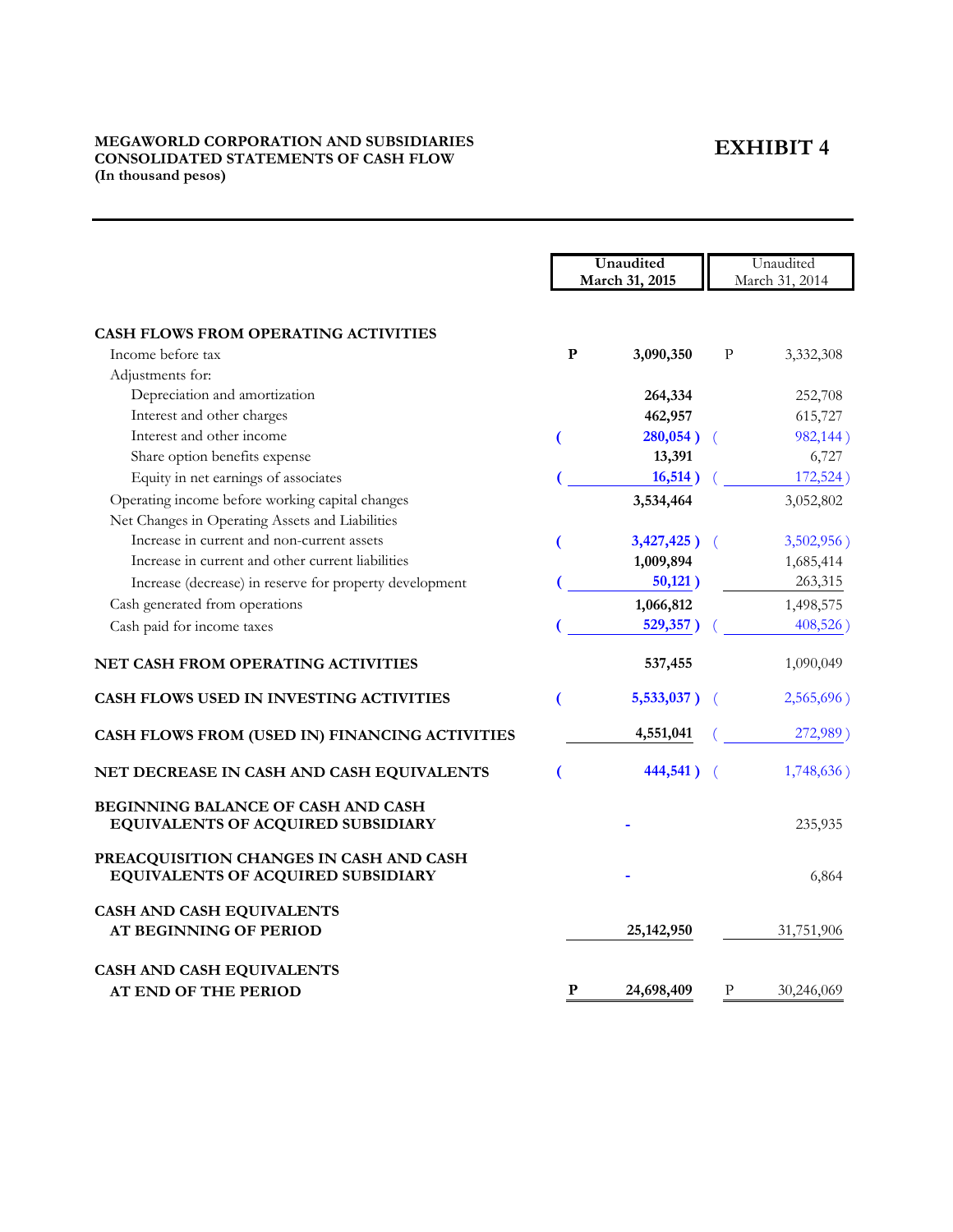**MEGAWORLD CORPORATION AND SUBSIDIARIES**
**CONSOLIDATED STATEMENTS OF CASH FLOW**
**(In thousand pesos)**

# EXHIBIT 4

| | Unaudited March 31, 2015 | Unaudited March 31, 2014 |
|---|---|---|
| **CASH FLOWS FROM OPERATING ACTIVITIES** | | |
| Income before tax | P 3,090,350 | P 3,332,308 |
| Adjustments for: | | |
| Depreciation and amortization | 264,334 | 252,708 |
| Interest and other charges | 462,957 | 615,727 |
| Interest and other income | ( 280,054 ) | ( 982,144 ) |
| Share option benefits expense | 13,391 | 6,727 |
| Equity in net earnings of associates | ( 16,514 ) | ( 172,524 ) |
| Operating income before working capital changes | 3,534,464 | 3,052,802 |
| Net Changes in Operating Assets and Liabilities | | |
| Increase in current and non-current assets | ( 3,427,425 ) | ( 3,502,956 ) |
| Increase in current and other current liabilities | 1,009,894 | 1,685,414 |
| Increase (decrease) in reserve for property development | ( 50,121 ) | 263,315 |
| Cash generated from operations | 1,066,812 | 1,498,575 |
| Cash paid for income taxes | ( 529,357 ) | ( 408,526 ) |
| **NET CASH FROM OPERATING ACTIVITIES** | 537,455 | 1,090,049 |
| **CASH FLOWS USED IN INVESTING ACTIVITIES** | ( 5,533,037 ) | ( 2,565,696 ) |
| **CASH FLOWS FROM (USED IN) FINANCING ACTIVITIES** | 4,551,041 | ( 272,989 ) |
| **NET DECREASE IN CASH AND CASH EQUIVALENTS** | ( 444,541 ) | ( 1,748,636 ) |
| **BEGINNING BALANCE OF CASH AND CASH EQUIVALENTS OF ACQUIRED SUBSIDIARY** | - | 235,935 |
| **PREACQUISITION CHANGES IN CASH AND CASH EQUIVALENTS OF ACQUIRED SUBSIDIARY** | - | 6,864 |
| **CASH AND CASH EQUIVALENTS AT BEGINNING OF PERIOD** | 25,142,950 | 31,751,906 |
| **CASH AND CASH EQUIVALENTS AT END OF THE PERIOD** | P 24,698,409 | P 30,246,069 |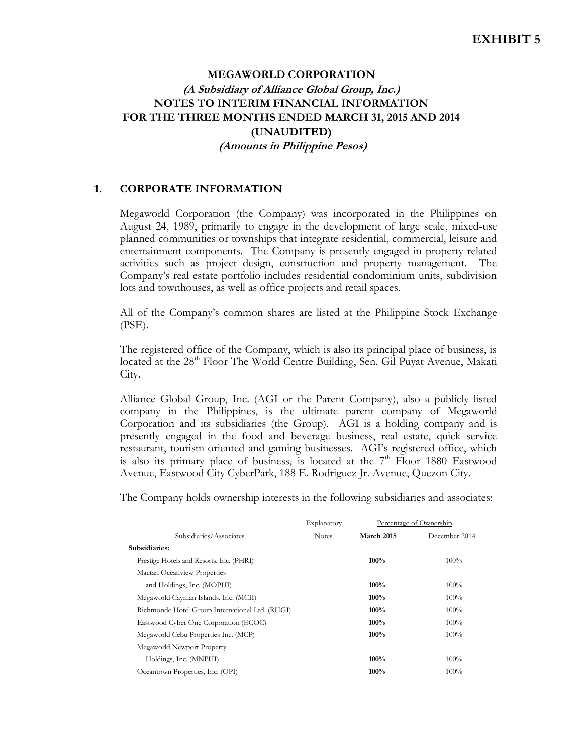**EXHIBIT 5**

# MEGAWORLD CORPORATION
## *(A Subsidiary of Alliance Global Group, Inc.)*
## NOTES TO INTERIM FINANCIAL INFORMATION
## FOR THE THREE MONTHS ENDED MARCH 31, 2015 AND 2014
## (UNAUDITED)
### *(Amounts in Philippine Pesos)*

## 1. CORPORATE INFORMATION

Megaworld Corporation (the Company) was incorporated in the Philippines on August 24, 1989, primarily to engage in the development of large scale, mixed-use planned communities or townships that integrate residential, commercial, leisure and entertainment components. The Company is presently engaged in property-related activities such as project design, construction and property management. The Company's real estate portfolio includes residential condominium units, subdivision lots and townhouses, as well as office projects and retail spaces.

All of the Company's common shares are listed at the Philippine Stock Exchange (PSE).

The registered office of the Company, which is also its principal place of business, is located at the 28th Floor The World Centre Building, Sen. Gil Puyat Avenue, Makati City.

Alliance Global Group, Inc. (AGI or the Parent Company), also a publicly listed company in the Philippines, is the ultimate parent company of Megaworld Corporation and its subsidiaries (the Group). AGI is a holding company and is presently engaged in the food and beverage business, real estate, quick service restaurant, tourism-oriented and gaming businesses. AGI's registered office, which is also its primary place of business, is located at the 7th Floor 1880 Eastwood Avenue, Eastwood City CyberPark, 188 E. Rodriguez Jr. Avenue, Quezon City.

The Company holds ownership interests in the following subsidiaries and associates:

| Subsidiaries/Associates | Explanatory Notes | Percentage of Ownership March 2015 | December 2014 |
|---|---|---|---|
| **Subsidiaries:** | | | |
| Prestige Hotels and Resorts, Inc. (PHRI) | | **100%** | 100% |
| Mactan Oceanview Properties and Holdings, Inc. (MOPHI) | | **100%** | 100% |
| Megaworld Cayman Islands, Inc. (MCII) | | **100%** | 100% |
| Richmonde Hotel Group International Ltd. (RHGI) | | **100%** | 100% |
| Eastwood Cyber One Corporation (ECOC) | | **100%** | 100% |
| Megaworld Cebu Properties Inc. (MCP) | | **100%** | 100% |
| Megaworld Newport Property Holdings, Inc. (MNPHI) | | **100%** | 100% |
| Oceantown Properties, Inc. (OPI) | | **100%** | 100% |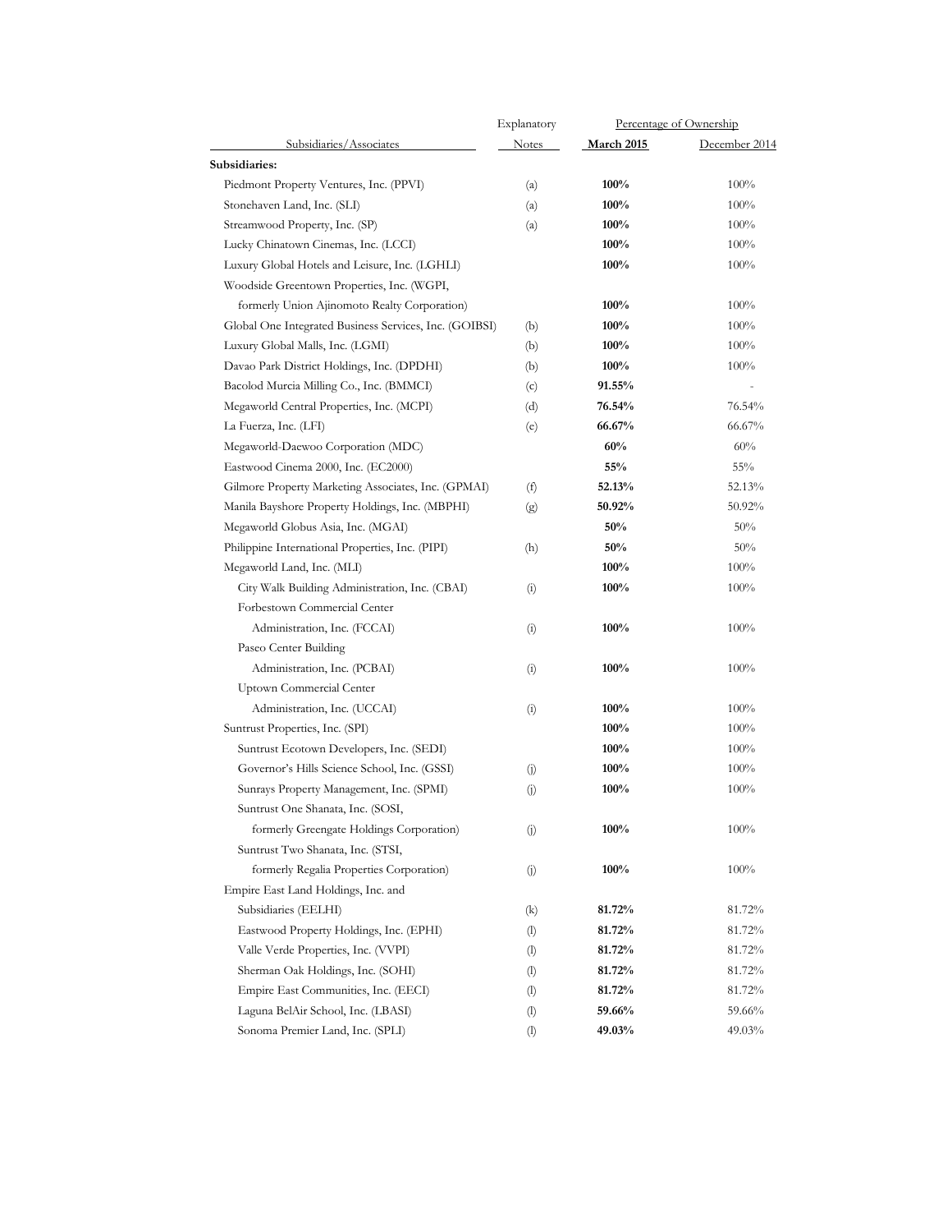| Subsidiaries/Associates | Explanatory Notes | Percentage of Ownership March 2015 | December 2014 |
|---|---|---|---|
| **Subsidiaries:** | | | |
| Piedmont Property Ventures, Inc. (PPVI) | (a) | **100%** | 100% |
| Stonehaven Land, Inc. (SLI) | (a) | **100%** | 100% |
| Streamwood Property, Inc. (SP) | (a) | **100%** | 100% |
| Lucky Chinatown Cinemas, Inc. (LCCI) | | **100%** | 100% |
| Luxury Global Hotels and Leisure, Inc. (LGHLI) | | **100%** | 100% |
| Woodside Greentown Properties, Inc. (WGPI, formerly Union Ajinomoto Realty Corporation) | | **100%** | 100% |
| Global One Integrated Business Services, Inc. (GOIBSI) | (b) | **100%** | 100% |
| Luxury Global Malls, Inc. (LGMI) | (b) | **100%** | 100% |
| Davao Park District Holdings, Inc. (DPDHI) | (b) | **100%** | 100% |
| Bacolod Murcia Milling Co., Inc. (BMMCI) | (c) | **91.55%** | - |
| Megaworld Central Properties, Inc. (MCPI) | (d) | **76.54%** | 76.54% |
| La Fuerza, Inc. (LFI) | (e) | **66.67%** | 66.67% |
| Megaworld-Daewoo Corporation (MDC) | | **60%** | 60% |
| Eastwood Cinema 2000, Inc. (EC2000) | | **55%** | 55% |
| Gilmore Property Marketing Associates, Inc. (GPMAI) | (f) | **52.13%** | 52.13% |
| Manila Bayshore Property Holdings, Inc. (MBPHI) | (g) | **50.92%** | 50.92% |
| Megaworld Globus Asia, Inc. (MGAI) | | **50%** | 50% |
| Philippine International Properties, Inc. (PIPI) | (h) | **50%** | 50% |
| Megaworld Land, Inc. (MLI) | | **100%** | 100% |
| City Walk Building Administration, Inc. (CBAI) | (i) | **100%** | 100% |
| Forbestown Commercial Center Administration, Inc. (FCCAI) | (i) | **100%** | 100% |
| Paseo Center Building Administration, Inc. (PCBAI) | (i) | **100%** | 100% |
| Uptown Commercial Center Administration, Inc. (UCCAI) | (i) | **100%** | 100% |
| Suntrust Properties, Inc. (SPI) | | **100%** | 100% |
| Suntrust Ecotown Developers, Inc. (SEDI) | | **100%** | 100% |
| Governor's Hills Science School, Inc. (GSSI) | (j) | **100%** | 100% |
| Sunrays Property Management, Inc. (SPMI) | (j) | **100%** | 100% |
| Suntrust One Shanata, Inc. (SOSI, formerly Greengate Holdings Corporation) | (j) | **100%** | 100% |
| Suntrust Two Shanata, Inc. (STSI, formerly Regalia Properties Corporation) | (j) | **100%** | 100% |
| Empire East Land Holdings, Inc. and Subsidiaries (EELHI) | (k) | **81.72%** | 81.72% |
| Eastwood Property Holdings, Inc. (EPHI) | (l) | **81.72%** | 81.72% |
| Valle Verde Properties, Inc. (VVPI) | (l) | **81.72%** | 81.72% |
| Sherman Oak Holdings, Inc. (SOHI) | (l) | **81.72%** | 81.72% |
| Empire East Communities, Inc. (EECI) | (l) | **81.72%** | 81.72% |
| Laguna BelAir School, Inc. (LBASI) | (l) | **59.66%** | 59.66% |
| Sonoma Premier Land, Inc. (SPLI) | (l) | **49.03%** | 49.03% |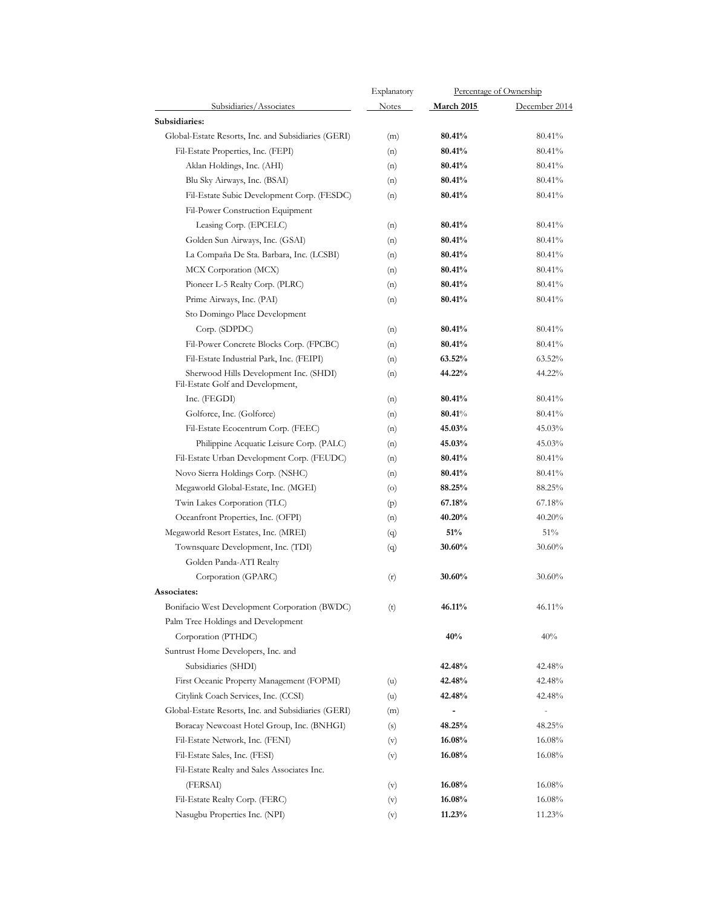| Subsidiaries/Associates | Explanatory Notes | Percentage of Ownership | |
|---|---|---|---|
| | | **March 2015** | December 2014 |
| **Subsidiaries:** | | | |
| Global-Estate Resorts, Inc. and Subsidiaries (GERI) | (m) | **80.41%** | 80.41% |
| Fil-Estate Properties, Inc. (FEPI) | (n) | **80.41%** | 80.41% |
| Aklan Holdings, Inc. (AHI) | (n) | **80.41%** | 80.41% |
| Blu Sky Airways, Inc. (BSAI) | (n) | **80.41%** | 80.41% |
| Fil-Estate Subic Development Corp. (FESDC) | (n) | **80.41%** | 80.41% |
| Fil-Power Construction Equipment Leasing Corp. (FPCELC) | (n) | **80.41%** | 80.41% |
| Golden Sun Airways, Inc. (GSAI) | (n) | **80.41%** | 80.41% |
| La Compaña De Sta. Barbara, Inc. (LCSBI) | (n) | **80.41%** | 80.41% |
| MCX Corporation (MCX) | (n) | **80.41%** | 80.41% |
| Pioneer L-5 Realty Corp. (PLRC) | (n) | **80.41%** | 80.41% |
| Prime Airways, Inc. (PAI) | (n) | **80.41%** | 80.41% |
| Sto Domingo Place Development Corp. (SDPDC) | (n) | **80.41%** | 80.41% |
| Fil-Power Concrete Blocks Corp. (FPCBC) | (n) | **80.41%** | 80.41% |
| Fil-Estate Industrial Park, Inc. (FEIPI) | (n) | **63.52%** | 63.52% |
| Sherwood Hills Development Inc. (SHDI) | (n) | **44.22%** | 44.22% |
| Fil-Estate Golf and Development, Inc. (FEGDI) | (n) | **80.41%** | 80.41% |
| Golforce, Inc. (Golforce) | (n) | **80.41**% | 80.41% |
| Fil-Estate Ecocentrum Corp. (FEEC) | (n) | **45.03%** | 45.03% |
| Philippine Acquatic Leisure Corp. (PALC) | (n) | **45.03%** | 45.03% |
| Fil-Estate Urban Development Corp. (FEUDC) | (n) | **80.41%** | 80.41% |
| Novo Sierra Holdings Corp. (NSHC) | (n) | **80.41%** | 80.41% |
| Megaworld Global-Estate, Inc. (MGEI) | (o) | **88.25%** | 88.25% |
| Twin Lakes Corporation (TLC) | (p) | **67.18%** | 67.18% |
| Oceanfront Properties, Inc. (OFPI) | (n) | **40.20%** | 40.20% |
| Megaworld Resort Estates, Inc. (MREI) | (q) | **51%** | 51% |
| Townsquare Development, Inc. (TDI) | (q) | **30.60%** | 30.60% |
| Golden Panda-ATI Realty Corporation (GPARC) | (r) | **30.60%** | 30.60% |
| **Associates:** | | | |
| Bonifacio West Development Corporation (BWDC) | (t) | **46.11%** | 46.11% |
| Palm Tree Holdings and Development Corporation (PTHDC) | | **40%** | 40% |
| Suntrust Home Developers, Inc. and Subsidiaries (SHDI) | | **42.48%** | 42.48% |
| First Oceanic Property Management (FOPMI) | (u) | **42.48%** | 42.48% |
| Citylink Coach Services, Inc. (CCSI) | (u) | **42.48%** | 42.48% |
| Global-Estate Resorts, Inc. and Subsidiaries (GERI) | (m) | **-** | - |
| Boracay Newcoast Hotel Group, Inc. (BNHGI) | (s) | **48.25%** | 48.25% |
| Fil-Estate Network, Inc. (FENI) | (v) | **16.08%** | 16.08% |
| Fil-Estate Sales, Inc. (FESI) | (v) | **16.08%** | 16.08% |
| Fil-Estate Realty and Sales Associates Inc. (FERSAI) | (v) | **16.08%** | 16.08% |
| Fil-Estate Realty Corp. (FERC) | (v) | **16.08%** | 16.08% |
| Nasugbu Properties Inc. (NPI) | (v) | **11.23%** | 11.23% |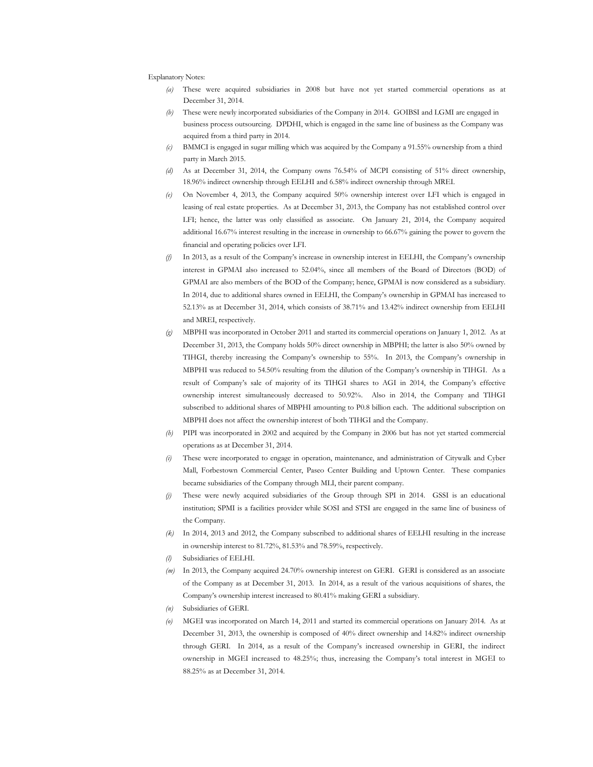Explanatory Notes:

*(a)* These were acquired subsidiaries in 2008 but have not yet started commercial operations as at December 31, 2014.

*(b)* These were newly incorporated subsidiaries of the Company in 2014. GOIBSI and LGMI are engaged in business process outsourcing. DPDHI, which is engaged in the same line of business as the Company was acquired from a third party in 2014.

*(c)* BMMCI is engaged in sugar milling which was acquired by the Company a 91.55% ownership from a third party in March 2015.

*(d)* As at December 31, 2014, the Company owns 76.54% of MCPI consisting of 51% direct ownership, 18.96% indirect ownership through EELHI and 6.58% indirect ownership through MREI.

*(e)* On November 4, 2013, the Company acquired 50% ownership interest over LFI which is engaged in leasing of real estate properties. As at December 31, 2013, the Company has not established control over LFI; hence, the latter was only classified as associate. On January 21, 2014, the Company acquired additional 16.67% interest resulting in the increase in ownership to 66.67% gaining the power to govern the financial and operating policies over LFI.

*(f)* In 2013, as a result of the Company's increase in ownership interest in EELHI, the Company's ownership interest in GPMAI also increased to 52.04%, since all members of the Board of Directors (BOD) of GPMAI are also members of the BOD of the Company; hence, GPMAI is now considered as a subsidiary. In 2014, due to additional shares owned in EELHI, the Company's ownership in GPMAI has increased to 52.13% as at December 31, 2014, which consists of 38.71% and 13.42% indirect ownership from EELHI and MREI, respectively.

*(g)* MBPHI was incorporated in October 2011 and started its commercial operations on January 1, 2012. As at December 31, 2013, the Company holds 50% direct ownership in MBPHI; the latter is also 50% owned by TIHGI, thereby increasing the Company's ownership to 55%. In 2013, the Company's ownership in MBPHI was reduced to 54.50% resulting from the dilution of the Company's ownership in TIHGI. As a result of Company's sale of majority of its TIHGI shares to AGI in 2014, the Company's effective ownership interest simultaneously decreased to 50.92%. Also in 2014, the Company and TIHGI subscribed to additional shares of MBPHI amounting to P0.8 billion each. The additional subscription on MBPHI does not affect the ownership interest of both TIHGI and the Company.

*(h)* PIPI was incorporated in 2002 and acquired by the Company in 2006 but has not yet started commercial operations as at December 31, 2014.

*(i)* These were incorporated to engage in operation, maintenance, and administration of Citywalk and Cyber Mall, Forbestown Commercial Center, Paseo Center Building and Uptown Center. These companies became subsidiaries of the Company through MLI, their parent company.

*(j)* These were newly acquired subsidiaries of the Group through SPI in 2014. GSSI is an educational institution; SPMI is a facilities provider while SOSI and STSI are engaged in the same line of business of the Company.

*(k)* In 2014, 2013 and 2012, the Company subscribed to additional shares of EELHI resulting in the increase in ownership interest to 81.72%, 81.53% and 78.59%, respectively.

*(l)* Subsidiaries of EELHI.

*(m)* In 2013, the Company acquired 24.70% ownership interest on GERI. GERI is considered as an associate of the Company as at December 31, 2013. In 2014, as a result of the various acquisitions of shares, the Company's ownership interest increased to 80.41% making GERI a subsidiary.

*(n)* Subsidiaries of GERI.

*(o)* MGEI was incorporated on March 14, 2011 and started its commercial operations on January 2014. As at December 31, 2013, the ownership is composed of 40% direct ownership and 14.82% indirect ownership through GERI. In 2014, as a result of the Company's increased ownership in GERI, the indirect ownership in MGEI increased to 48.25%; thus, increasing the Company's total interest in MGEI to 88.25% as at December 31, 2014.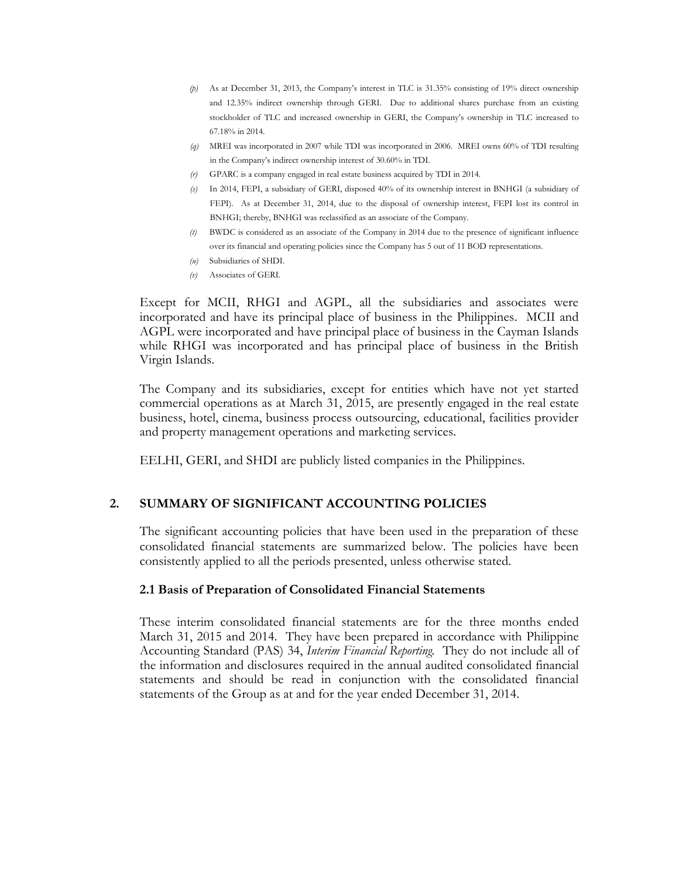*(p)* As at December 31, 2013, the Company's interest in TLC is 31.35% consisting of 19% direct ownership and 12.35% indirect ownership through GERI. Due to additional shares purchase from an existing stockholder of TLC and increased ownership in GERI, the Company's ownership in TLC increased to 67.18% in 2014.

*(q)* MREI was incorporated in 2007 while TDI was incorporated in 2006. MREI owns 60% of TDI resulting in the Company's indirect ownership interest of 30.60% in TDI.

*(r)* GPARC is a company engaged in real estate business acquired by TDI in 2014.

*(s)* In 2014, FEPI, a subsidiary of GERI, disposed 40% of its ownership interest in BNHGI (a subsidiary of FEPI). As at December 31, 2014, due to the disposal of ownership interest, FEPI lost its control in BNHGI; thereby, BNHGI was reclassified as an associate of the Company.

*(t)* BWDC is considered as an associate of the Company in 2014 due to the presence of significant influence over its financial and operating policies since the Company has 5 out of 11 BOD representations.

*(u)* Subsidiaries of SHDI.

*(v)* Associates of GERI.

Except for MCII, RHGI and AGPL, all the subsidiaries and associates were incorporated and have its principal place of business in the Philippines. MCII and AGPL were incorporated and have principal place of business in the Cayman Islands while RHGI was incorporated and has principal place of business in the British Virgin Islands.

The Company and its subsidiaries, except for entities which have not yet started commercial operations as at March 31, 2015, are presently engaged in the real estate business, hotel, cinema, business process outsourcing, educational, facilities provider and property management operations and marketing services.

EELHI, GERI, and SHDI are publicly listed companies in the Philippines.

## 2. SUMMARY OF SIGNIFICANT ACCOUNTING POLICIES

The significant accounting policies that have been used in the preparation of these consolidated financial statements are summarized below. The policies have been consistently applied to all the periods presented, unless otherwise stated.

### 2.1 Basis of Preparation of Consolidated Financial Statements

These interim consolidated financial statements are for the three months ended March 31, 2015 and 2014. They have been prepared in accordance with Philippine Accounting Standard (PAS) 34, *Interim Financial Reporting*. They do not include all of the information and disclosures required in the annual audited consolidated financial statements and should be read in conjunction with the consolidated financial statements of the Group as at and for the year ended December 31, 2014.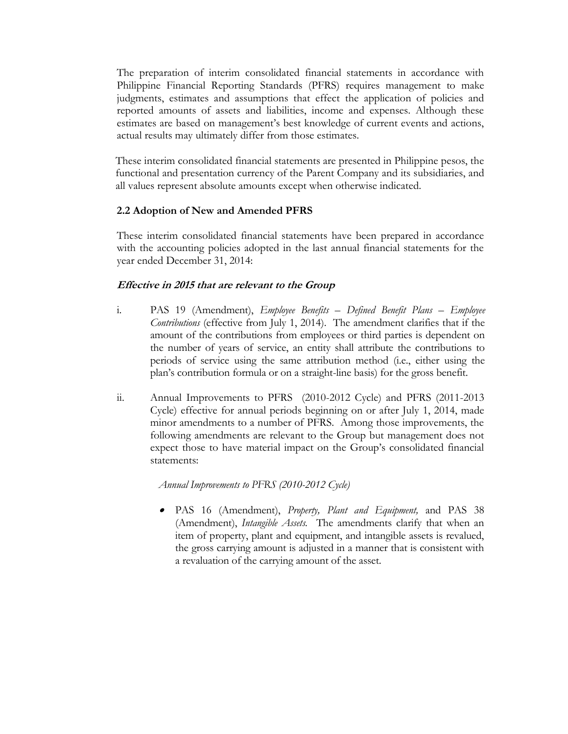The preparation of interim consolidated financial statements in accordance with Philippine Financial Reporting Standards (PFRS) requires management to make judgments, estimates and assumptions that effect the application of policies and reported amounts of assets and liabilities, income and expenses. Although these estimates are based on management's best knowledge of current events and actions, actual results may ultimately differ from those estimates.

These interim consolidated financial statements are presented in Philippine pesos, the functional and presentation currency of the Parent Company and its subsidiaries, and all values represent absolute amounts except when otherwise indicated.

### 2.2 Adoption of New and Amended PFRS

These interim consolidated financial statements have been prepared in accordance with the accounting policies adopted in the last annual financial statements for the year ended December 31, 2014:

***Effective in 2015 that are relevant to the Group***

i. PAS 19 (Amendment), *Employee Benefits – Defined Benefit Plans – Employee Contributions* (effective from July 1, 2014). The amendment clarifies that if the amount of the contributions from employees or third parties is dependent on the number of years of service, an entity shall attribute the contributions to periods of service using the same attribution method (i.e., either using the plan's contribution formula or on a straight-line basis) for the gross benefit.

ii. Annual Improvements to PFRS (2010-2012 Cycle) and PFRS (2011-2013 Cycle) effective for annual periods beginning on or after July 1, 2014, made minor amendments to a number of PFRS. Among those improvements, the following amendments are relevant to the Group but management does not expect those to have material impact on the Group's consolidated financial statements:

   *Annual Improvements to PFRS (2010-2012 Cycle)*

   - PAS 16 (Amendment), *Property, Plant and Equipment,* and PAS 38 (Amendment), *Intangible Assets.* The amendments clarify that when an item of property, plant and equipment, and intangible assets is revalued, the gross carrying amount is adjusted in a manner that is consistent with a revaluation of the carrying amount of the asset.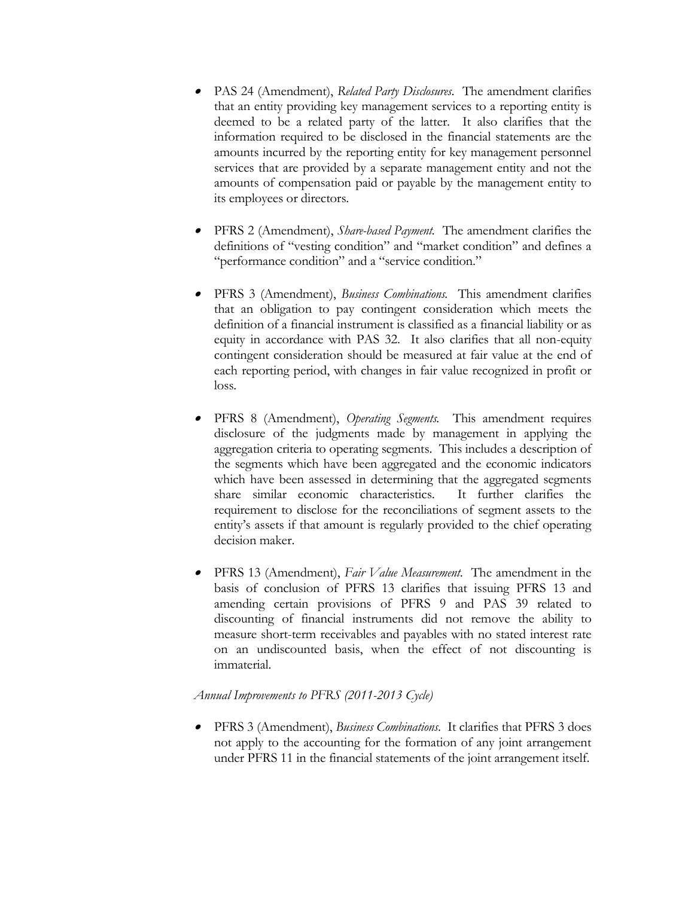- PAS 24 (Amendment), *Related Party Disclosures*. The amendment clarifies that an entity providing key management services to a reporting entity is deemed to be a related party of the latter. It also clarifies that the information required to be disclosed in the financial statements are the amounts incurred by the reporting entity for key management personnel services that are provided by a separate management entity and not the amounts of compensation paid or payable by the management entity to its employees or directors.

- PFRS 2 (Amendment), *Share-based Payment.* The amendment clarifies the definitions of "vesting condition" and "market condition" and defines a "performance condition" and a "service condition."

- PFRS 3 (Amendment), *Business Combinations.* This amendment clarifies that an obligation to pay contingent consideration which meets the definition of a financial instrument is classified as a financial liability or as equity in accordance with PAS 32. It also clarifies that all non-equity contingent consideration should be measured at fair value at the end of each reporting period, with changes in fair value recognized in profit or loss.

- PFRS 8 (Amendment), *Operating Segments.* This amendment requires disclosure of the judgments made by management in applying the aggregation criteria to operating segments. This includes a description of the segments which have been aggregated and the economic indicators which have been assessed in determining that the aggregated segments share similar economic characteristics. It further clarifies the requirement to disclose for the reconciliations of segment assets to the entity's assets if that amount is regularly provided to the chief operating decision maker.

- PFRS 13 (Amendment), *Fair Value Measurement.* The amendment in the basis of conclusion of PFRS 13 clarifies that issuing PFRS 13 and amending certain provisions of PFRS 9 and PAS 39 related to discounting of financial instruments did not remove the ability to measure short-term receivables and payables with no stated interest rate on an undiscounted basis, when the effect of not discounting is immaterial.

*Annual Improvements to PFRS (2011-2013 Cycle)*

- PFRS 3 (Amendment), *Business Combinations*. It clarifies that PFRS 3 does not apply to the accounting for the formation of any joint arrangement under PFRS 11 in the financial statements of the joint arrangement itself.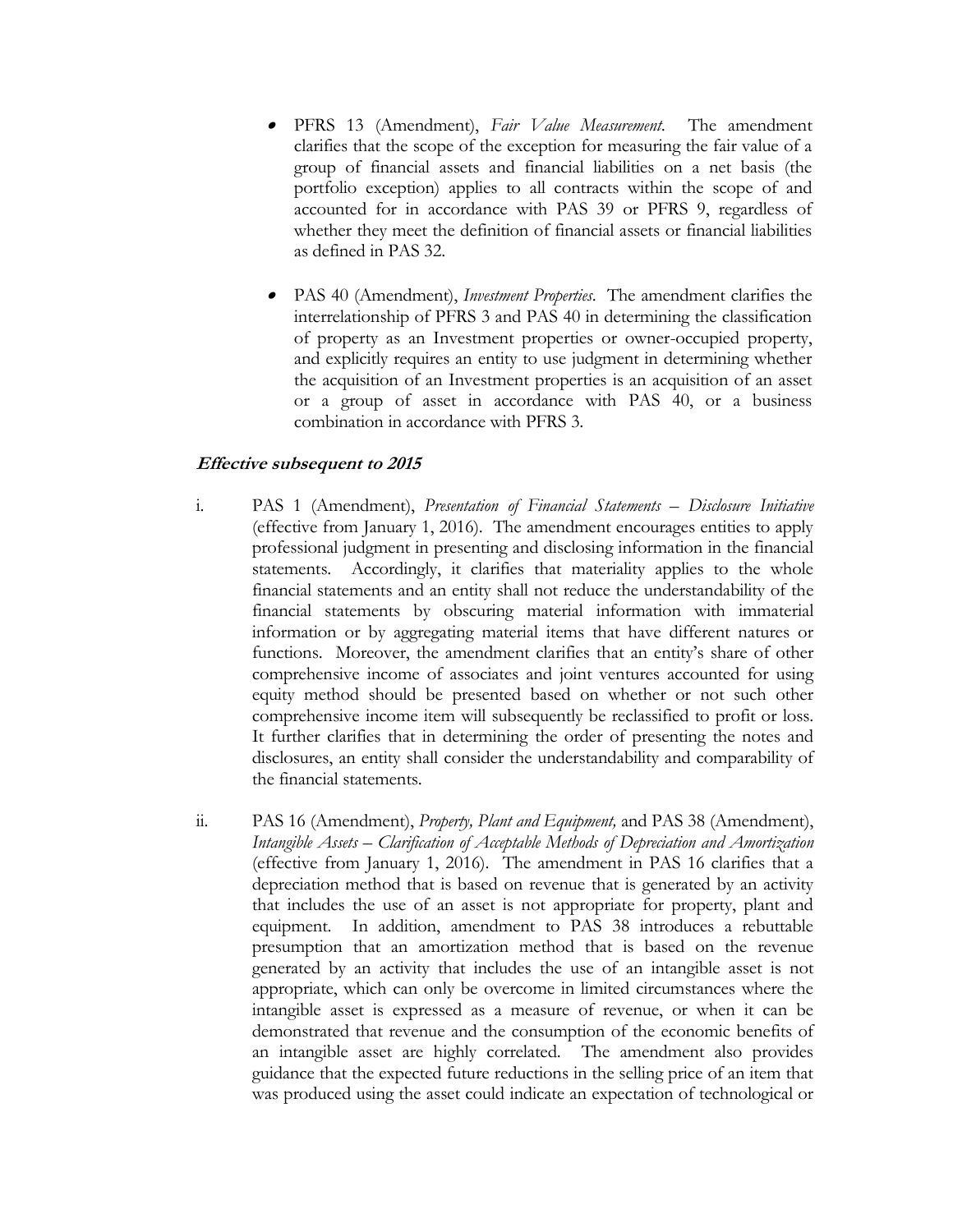- PFRS 13 (Amendment), *Fair Value Measurement*. The amendment clarifies that the scope of the exception for measuring the fair value of a group of financial assets and financial liabilities on a net basis (the portfolio exception) applies to all contracts within the scope of and accounted for in accordance with PAS 39 or PFRS 9, regardless of whether they meet the definition of financial assets or financial liabilities as defined in PAS 32.

- PAS 40 (Amendment), *Investment Properties*. The amendment clarifies the interrelationship of PFRS 3 and PAS 40 in determining the classification of property as an Investment properties or owner-occupied property, and explicitly requires an entity to use judgment in determining whether the acquisition of an Investment properties is an acquisition of an asset or a group of asset in accordance with PAS 40, or a business combination in accordance with PFRS 3.

***Effective subsequent to 2015***

i. PAS 1 (Amendment), *Presentation of Financial Statements – Disclosure Initiative* (effective from January 1, 2016). The amendment encourages entities to apply professional judgment in presenting and disclosing information in the financial statements. Accordingly, it clarifies that materiality applies to the whole financial statements and an entity shall not reduce the understandability of the financial statements by obscuring material information with immaterial information or by aggregating material items that have different natures or functions. Moreover, the amendment clarifies that an entity's share of other comprehensive income of associates and joint ventures accounted for using equity method should be presented based on whether or not such other comprehensive income item will subsequently be reclassified to profit or loss. It further clarifies that in determining the order of presenting the notes and disclosures, an entity shall consider the understandability and comparability of the financial statements.

ii. PAS 16 (Amendment), *Property, Plant and Equipment,* and PAS 38 (Amendment), *Intangible Assets – Clarification of Acceptable Methods of Depreciation and Amortization* (effective from January 1, 2016). The amendment in PAS 16 clarifies that a depreciation method that is based on revenue that is generated by an activity that includes the use of an asset is not appropriate for property, plant and equipment. In addition, amendment to PAS 38 introduces a rebuttable presumption that an amortization method that is based on the revenue generated by an activity that includes the use of an intangible asset is not appropriate, which can only be overcome in limited circumstances where the intangible asset is expressed as a measure of revenue, or when it can be demonstrated that revenue and the consumption of the economic benefits of an intangible asset are highly correlated. The amendment also provides guidance that the expected future reductions in the selling price of an item that was produced using the asset could indicate an expectation of technological or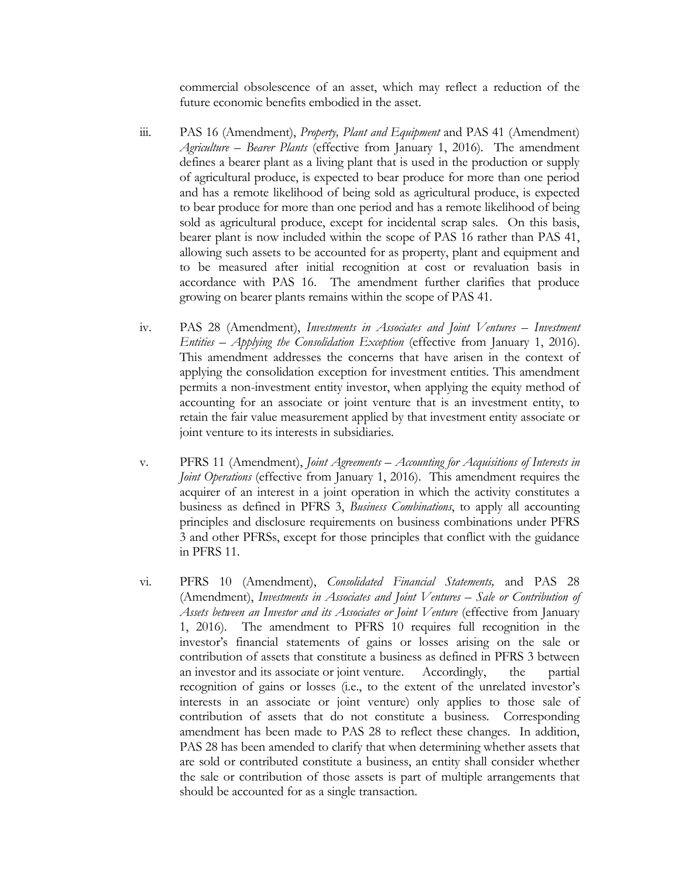commercial obsolescence of an asset, which may reflect a reduction of the future economic benefits embodied in the asset.

iii. PAS 16 (Amendment), *Property, Plant and Equipment* and PAS 41 (Amendment) *Agriculture – Bearer Plants* (effective from January 1, 2016). The amendment defines a bearer plant as a living plant that is used in the production or supply of agricultural produce, is expected to bear produce for more than one period and has a remote likelihood of being sold as agricultural produce, is expected to bear produce for more than one period and has a remote likelihood of being sold as agricultural produce, except for incidental scrap sales. On this basis, bearer plant is now included within the scope of PAS 16 rather than PAS 41, allowing such assets to be accounted for as property, plant and equipment and to be measured after initial recognition at cost or revaluation basis in accordance with PAS 16. The amendment further clarifies that produce growing on bearer plants remains within the scope of PAS 41.

iv. PAS 28 (Amendment), *Investments in Associates and Joint Ventures – Investment Entities – Applying the Consolidation Exception* (effective from January 1, 2016). This amendment addresses the concerns that have arisen in the context of applying the consolidation exception for investment entities. This amendment permits a non-investment entity investor, when applying the equity method of accounting for an associate or joint venture that is an investment entity, to retain the fair value measurement applied by that investment entity associate or joint venture to its interests in subsidiaries.

v. PFRS 11 (Amendment), *Joint Agreements – Accounting for Acquisitions of Interests in Joint Operations* (effective from January 1, 2016). This amendment requires the acquirer of an interest in a joint operation in which the activity constitutes a business as defined in PFRS 3, *Business Combinations*, to apply all accounting principles and disclosure requirements on business combinations under PFRS 3 and other PFRSs, except for those principles that conflict with the guidance in PFRS 11.

vi. PFRS 10 (Amendment), *Consolidated Financial Statements,* and PAS 28 (Amendment), *Investments in Associates and Joint Ventures – Sale or Contribution of Assets between an Investor and its Associates or Joint Venture* (effective from January 1, 2016). The amendment to PFRS 10 requires full recognition in the investor's financial statements of gains or losses arising on the sale or contribution of assets that constitute a business as defined in PFRS 3 between an investor and its associate or joint venture. Accordingly, the partial recognition of gains or losses (i.e., to the extent of the unrelated investor's interests in an associate or joint venture) only applies to those sale of contribution of assets that do not constitute a business. Corresponding amendment has been made to PAS 28 to reflect these changes. In addition, PAS 28 has been amended to clarify that when determining whether assets that are sold or contributed constitute a business, an entity shall consider whether the sale or contribution of those assets is part of multiple arrangements that should be accounted for as a single transaction.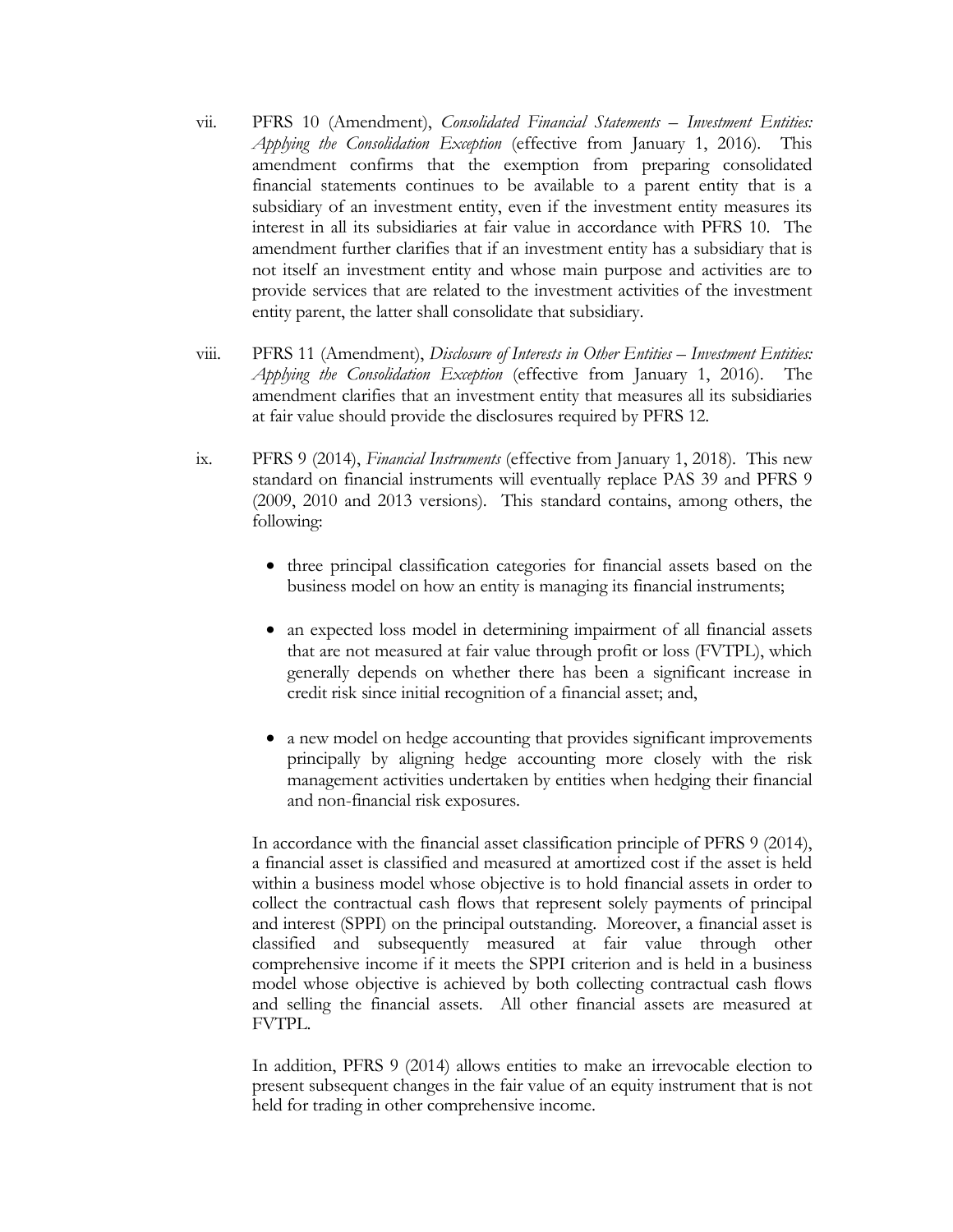vii. PFRS 10 (Amendment), *Consolidated Financial Statements – Investment Entities: Applying the Consolidation Exception* (effective from January 1, 2016). This amendment confirms that the exemption from preparing consolidated financial statements continues to be available to a parent entity that is a subsidiary of an investment entity, even if the investment entity measures its interest in all its subsidiaries at fair value in accordance with PFRS 10. The amendment further clarifies that if an investment entity has a subsidiary that is not itself an investment entity and whose main purpose and activities are to provide services that are related to the investment activities of the investment entity parent, the latter shall consolidate that subsidiary.

viii. PFRS 11 (Amendment), *Disclosure of Interests in Other Entities – Investment Entities: Applying the Consolidation Exception* (effective from January 1, 2016). The amendment clarifies that an investment entity that measures all its subsidiaries at fair value should provide the disclosures required by PFRS 12.

ix. PFRS 9 (2014), *Financial Instruments* (effective from January 1, 2018). This new standard on financial instruments will eventually replace PAS 39 and PFRS 9 (2009, 2010 and 2013 versions). This standard contains, among others, the following:

- three principal classification categories for financial assets based on the business model on how an entity is managing its financial instruments;

- an expected loss model in determining impairment of all financial assets that are not measured at fair value through profit or loss (FVTPL), which generally depends on whether there has been a significant increase in credit risk since initial recognition of a financial asset; and,

- a new model on hedge accounting that provides significant improvements principally by aligning hedge accounting more closely with the risk management activities undertaken by entities when hedging their financial and non-financial risk exposures.

In accordance with the financial asset classification principle of PFRS 9 (2014), a financial asset is classified and measured at amortized cost if the asset is held within a business model whose objective is to hold financial assets in order to collect the contractual cash flows that represent solely payments of principal and interest (SPPI) on the principal outstanding. Moreover, a financial asset is classified and subsequently measured at fair value through other comprehensive income if it meets the SPPI criterion and is held in a business model whose objective is achieved by both collecting contractual cash flows and selling the financial assets. All other financial assets are measured at FVTPL.

In addition, PFRS 9 (2014) allows entities to make an irrevocable election to present subsequent changes in the fair value of an equity instrument that is not held for trading in other comprehensive income.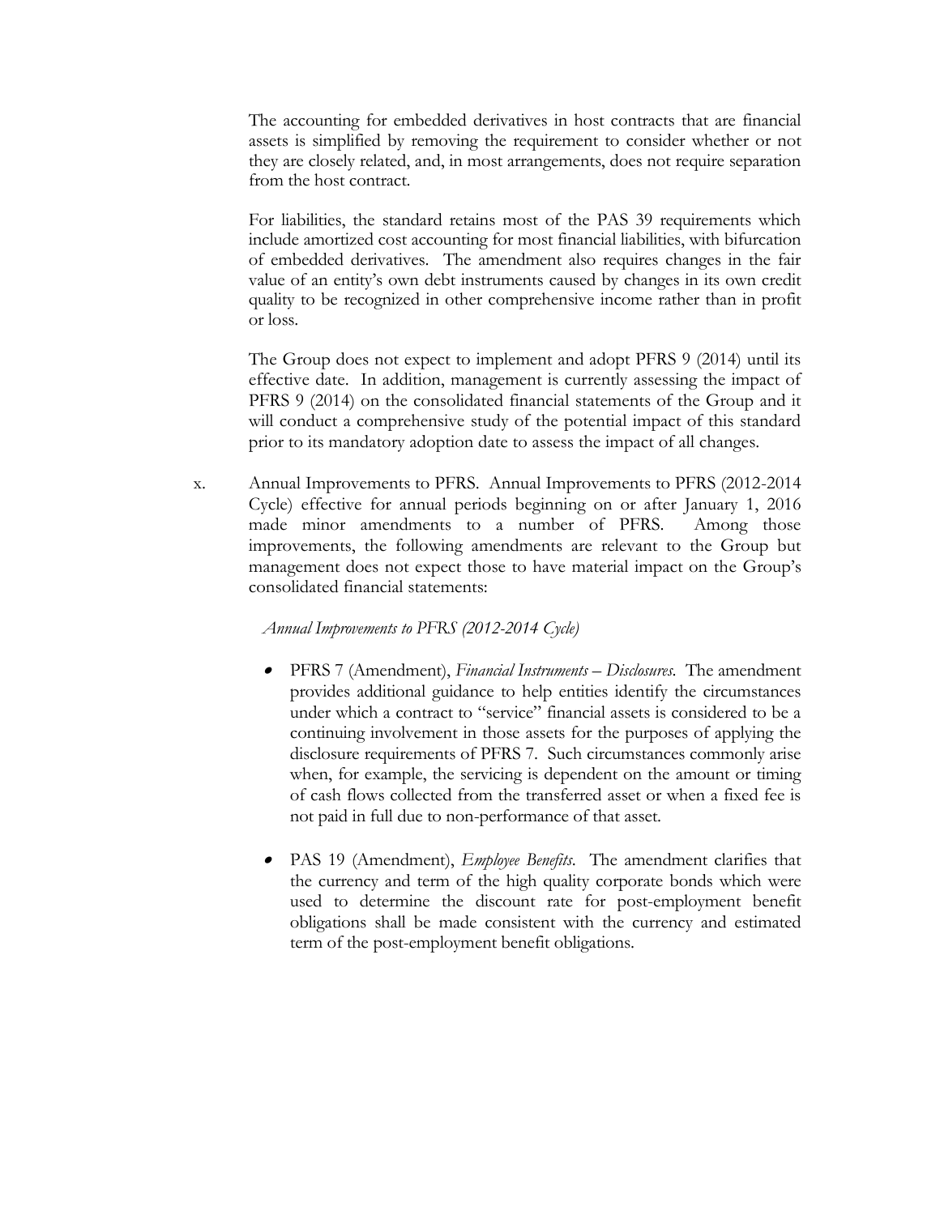The accounting for embedded derivatives in host contracts that are financial assets is simplified by removing the requirement to consider whether or not they are closely related, and, in most arrangements, does not require separation from the host contract.

For liabilities, the standard retains most of the PAS 39 requirements which include amortized cost accounting for most financial liabilities, with bifurcation of embedded derivatives. The amendment also requires changes in the fair value of an entity's own debt instruments caused by changes in its own credit quality to be recognized in other comprehensive income rather than in profit or loss.

The Group does not expect to implement and adopt PFRS 9 (2014) until its effective date. In addition, management is currently assessing the impact of PFRS 9 (2014) on the consolidated financial statements of the Group and it will conduct a comprehensive study of the potential impact of this standard prior to its mandatory adoption date to assess the impact of all changes.

x. Annual Improvements to PFRS. Annual Improvements to PFRS (2012-2014 Cycle) effective for annual periods beginning on or after January 1, 2016 made minor amendments to a number of PFRS. Among those improvements, the following amendments are relevant to the Group but management does not expect those to have material impact on the Group's consolidated financial statements:

*Annual Improvements to PFRS (2012-2014 Cycle)*

- PFRS 7 (Amendment), *Financial Instruments – Disclosures*. The amendment provides additional guidance to help entities identify the circumstances under which a contract to "service" financial assets is considered to be a continuing involvement in those assets for the purposes of applying the disclosure requirements of PFRS 7. Such circumstances commonly arise when, for example, the servicing is dependent on the amount or timing of cash flows collected from the transferred asset or when a fixed fee is not paid in full due to non-performance of that asset.

- PAS 19 (Amendment), *Employee Benefits*. The amendment clarifies that the currency and term of the high quality corporate bonds which were used to determine the discount rate for post-employment benefit obligations shall be made consistent with the currency and estimated term of the post-employment benefit obligations.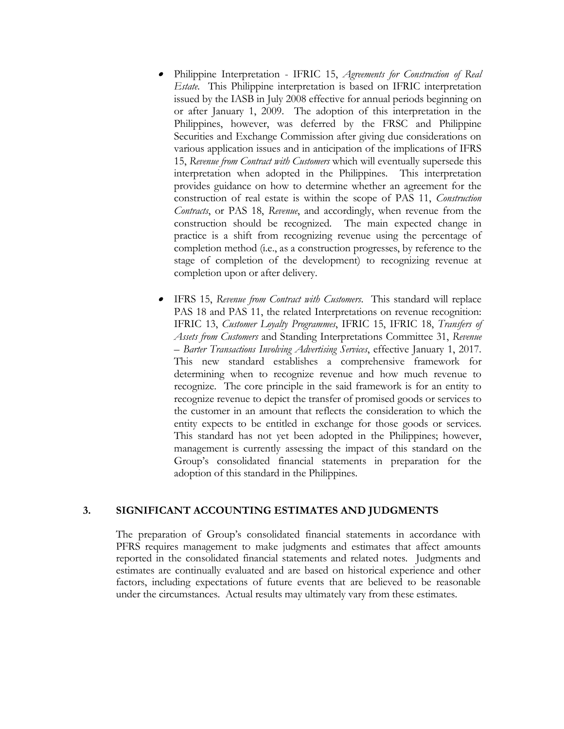- Philippine Interpretation - IFRIC 15, *Agreements for Construction of Real Estate*. This Philippine interpretation is based on IFRIC interpretation issued by the IASB in July 2008 effective for annual periods beginning on or after January 1, 2009. The adoption of this interpretation in the Philippines, however, was deferred by the FRSC and Philippine Securities and Exchange Commission after giving due considerations on various application issues and in anticipation of the implications of IFRS 15, *Revenue from Contract with Customers* which will eventually supersede this interpretation when adopted in the Philippines. This interpretation provides guidance on how to determine whether an agreement for the construction of real estate is within the scope of PAS 11, *Construction Contracts*, or PAS 18, *Revenue*, and accordingly, when revenue from the construction should be recognized. The main expected change in practice is a shift from recognizing revenue using the percentage of completion method (i.e., as a construction progresses, by reference to the stage of completion of the development) to recognizing revenue at completion upon or after delivery.

- IFRS 15, *Revenue from Contract with Customers*. This standard will replace PAS 18 and PAS 11, the related Interpretations on revenue recognition: IFRIC 13, *Customer Loyalty Programmes*, IFRIC 15, IFRIC 18, *Transfers of Assets from Customers* and Standing Interpretations Committee 31, *Revenue – Barter Transactions Involving Advertising Services*, effective January 1, 2017. This new standard establishes a comprehensive framework for determining when to recognize revenue and how much revenue to recognize. The core principle in the said framework is for an entity to recognize revenue to depict the transfer of promised goods or services to the customer in an amount that reflects the consideration to which the entity expects to be entitled in exchange for those goods or services. This standard has not yet been adopted in the Philippines; however, management is currently assessing the impact of this standard on the Group's consolidated financial statements in preparation for the adoption of this standard in the Philippines.

## 3. SIGNIFICANT ACCOUNTING ESTIMATES AND JUDGMENTS

The preparation of Group's consolidated financial statements in accordance with PFRS requires management to make judgments and estimates that affect amounts reported in the consolidated financial statements and related notes. Judgments and estimates are continually evaluated and are based on historical experience and other factors, including expectations of future events that are believed to be reasonable under the circumstances. Actual results may ultimately vary from these estimates.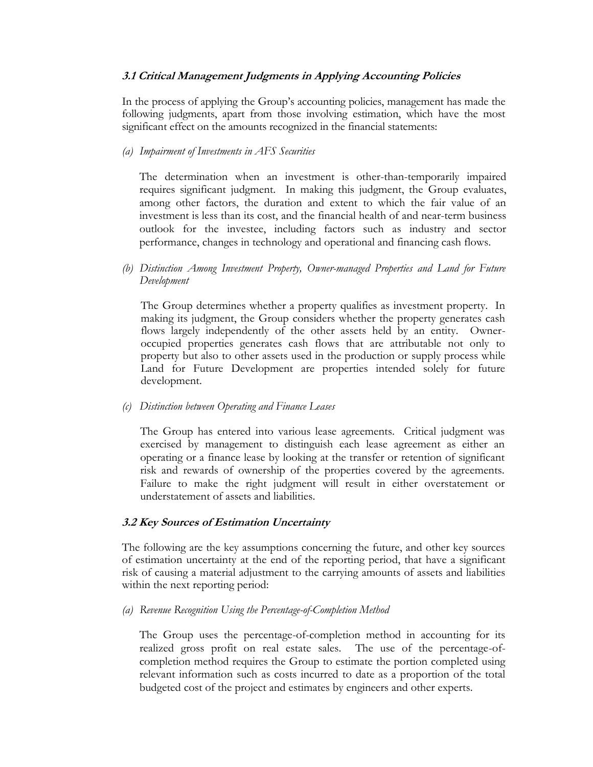### *3.1 Critical Management Judgments in Applying Accounting Policies*

In the process of applying the Group's accounting policies, management has made the following judgments, apart from those involving estimation, which have the most significant effect on the amounts recognized in the financial statements:

*(a) Impairment of Investments in AFS Securities*

The determination when an investment is other-than-temporarily impaired requires significant judgment. In making this judgment, the Group evaluates, among other factors, the duration and extent to which the fair value of an investment is less than its cost, and the financial health of and near-term business outlook for the investee, including factors such as industry and sector performance, changes in technology and operational and financing cash flows.

*(b) Distinction Among Investment Property, Owner-managed Properties and Land for Future Development*

The Group determines whether a property qualifies as investment property. In making its judgment, the Group considers whether the property generates cash flows largely independently of the other assets held by an entity. Owner-occupied properties generates cash flows that are attributable not only to property but also to other assets used in the production or supply process while Land for Future Development are properties intended solely for future development.

*(c) Distinction between Operating and Finance Leases*

The Group has entered into various lease agreements. Critical judgment was exercised by management to distinguish each lease agreement as either an operating or a finance lease by looking at the transfer or retention of significant risk and rewards of ownership of the properties covered by the agreements. Failure to make the right judgment will result in either overstatement or understatement of assets and liabilities.

### *3.2 Key Sources of Estimation Uncertainty*

The following are the key assumptions concerning the future, and other key sources of estimation uncertainty at the end of the reporting period, that have a significant risk of causing a material adjustment to the carrying amounts of assets and liabilities within the next reporting period:

*(a) Revenue Recognition Using the Percentage-of-Completion Method*

The Group uses the percentage-of-completion method in accounting for its realized gross profit on real estate sales. The use of the percentage-of-completion method requires the Group to estimate the portion completed using relevant information such as costs incurred to date as a proportion of the total budgeted cost of the project and estimates by engineers and other experts.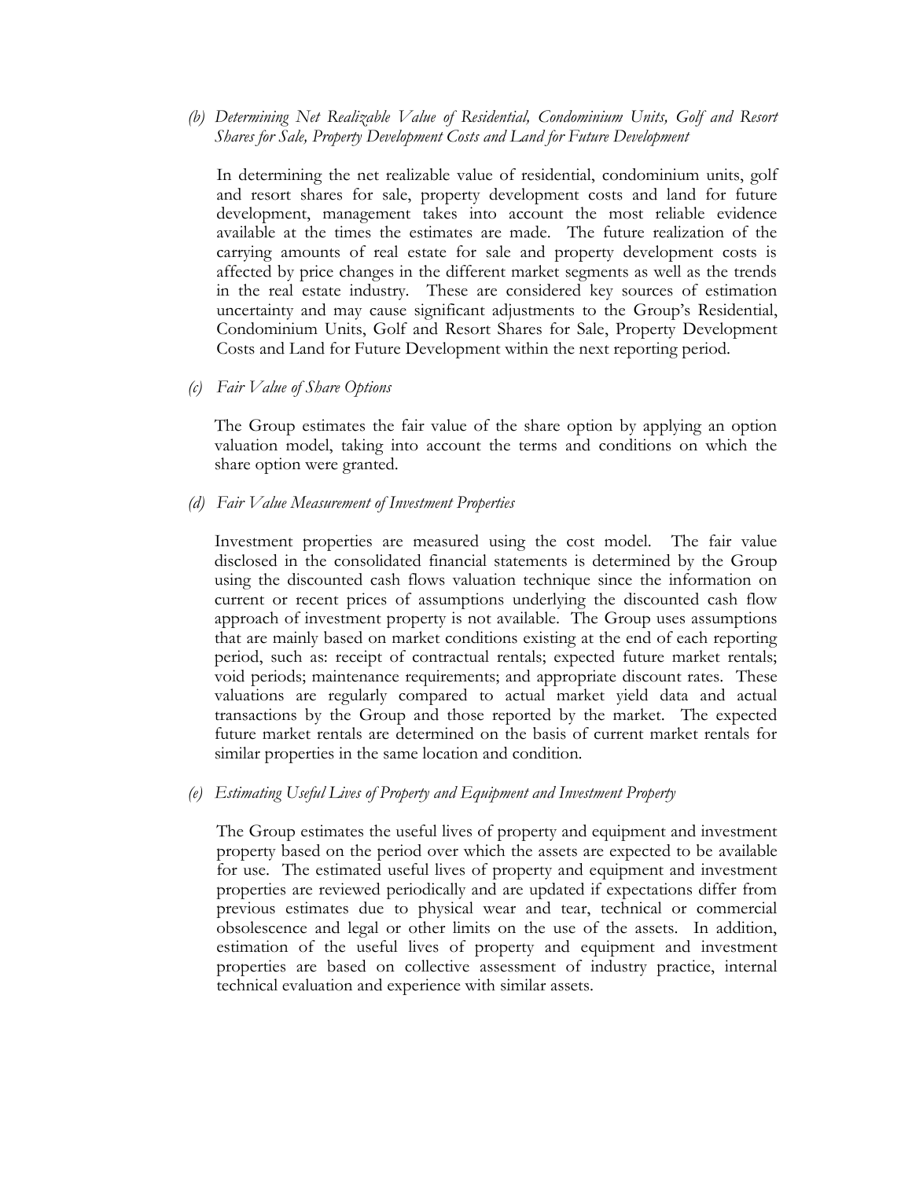*(b) Determining Net Realizable Value of Residential, Condominium Units, Golf and Resort Shares for Sale, Property Development Costs and Land for Future Development*

In determining the net realizable value of residential, condominium units, golf and resort shares for sale, property development costs and land for future development, management takes into account the most reliable evidence available at the times the estimates are made. The future realization of the carrying amounts of real estate for sale and property development costs is affected by price changes in the different market segments as well as the trends in the real estate industry. These are considered key sources of estimation uncertainty and may cause significant adjustments to the Group's Residential, Condominium Units, Golf and Resort Shares for Sale, Property Development Costs and Land for Future Development within the next reporting period.

*(c) Fair Value of Share Options*

The Group estimates the fair value of the share option by applying an option valuation model, taking into account the terms and conditions on which the share option were granted.

*(d) Fair Value Measurement of Investment Properties*

Investment properties are measured using the cost model. The fair value disclosed in the consolidated financial statements is determined by the Group using the discounted cash flows valuation technique since the information on current or recent prices of assumptions underlying the discounted cash flow approach of investment property is not available. The Group uses assumptions that are mainly based on market conditions existing at the end of each reporting period, such as: receipt of contractual rentals; expected future market rentals; void periods; maintenance requirements; and appropriate discount rates. These valuations are regularly compared to actual market yield data and actual transactions by the Group and those reported by the market. The expected future market rentals are determined on the basis of current market rentals for similar properties in the same location and condition.

*(e) Estimating Useful Lives of Property and Equipment and Investment Property*

The Group estimates the useful lives of property and equipment and investment property based on the period over which the assets are expected to be available for use. The estimated useful lives of property and equipment and investment properties are reviewed periodically and are updated if expectations differ from previous estimates due to physical wear and tear, technical or commercial obsolescence and legal or other limits on the use of the assets. In addition, estimation of the useful lives of property and equipment and investment properties are based on collective assessment of industry practice, internal technical evaluation and experience with similar assets.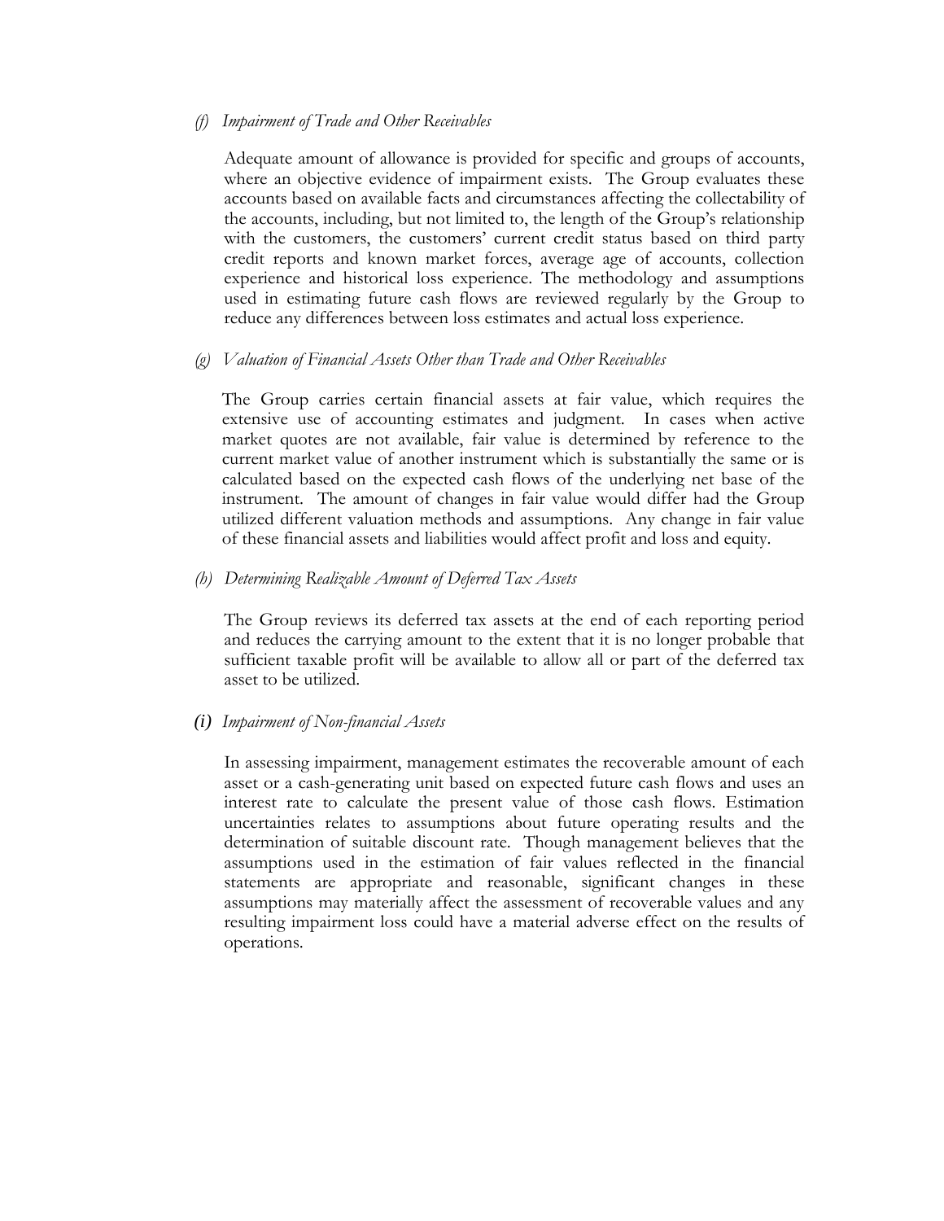*(f) Impairment of Trade and Other Receivables*

Adequate amount of allowance is provided for specific and groups of accounts, where an objective evidence of impairment exists. The Group evaluates these accounts based on available facts and circumstances affecting the collectability of the accounts, including, but not limited to, the length of the Group's relationship with the customers, the customers' current credit status based on third party credit reports and known market forces, average age of accounts, collection experience and historical loss experience. The methodology and assumptions used in estimating future cash flows are reviewed regularly by the Group to reduce any differences between loss estimates and actual loss experience.

*(g) Valuation of Financial Assets Other than Trade and Other Receivables*

The Group carries certain financial assets at fair value, which requires the extensive use of accounting estimates and judgment. In cases when active market quotes are not available, fair value is determined by reference to the current market value of another instrument which is substantially the same or is calculated based on the expected cash flows of the underlying net base of the instrument. The amount of changes in fair value would differ had the Group utilized different valuation methods and assumptions. Any change in fair value of these financial assets and liabilities would affect profit and loss and equity.

*(h) Determining Realizable Amount of Deferred Tax Assets*

The Group reviews its deferred tax assets at the end of each reporting period and reduces the carrying amount to the extent that it is no longer probable that sufficient taxable profit will be available to allow all or part of the deferred tax asset to be utilized.

*(i) Impairment of Non-financial Assets*

In assessing impairment, management estimates the recoverable amount of each asset or a cash-generating unit based on expected future cash flows and uses an interest rate to calculate the present value of those cash flows. Estimation uncertainties relates to assumptions about future operating results and the determination of suitable discount rate. Though management believes that the assumptions used in the estimation of fair values reflected in the financial statements are appropriate and reasonable, significant changes in these assumptions may materially affect the assessment of recoverable values and any resulting impairment loss could have a material adverse effect on the results of operations.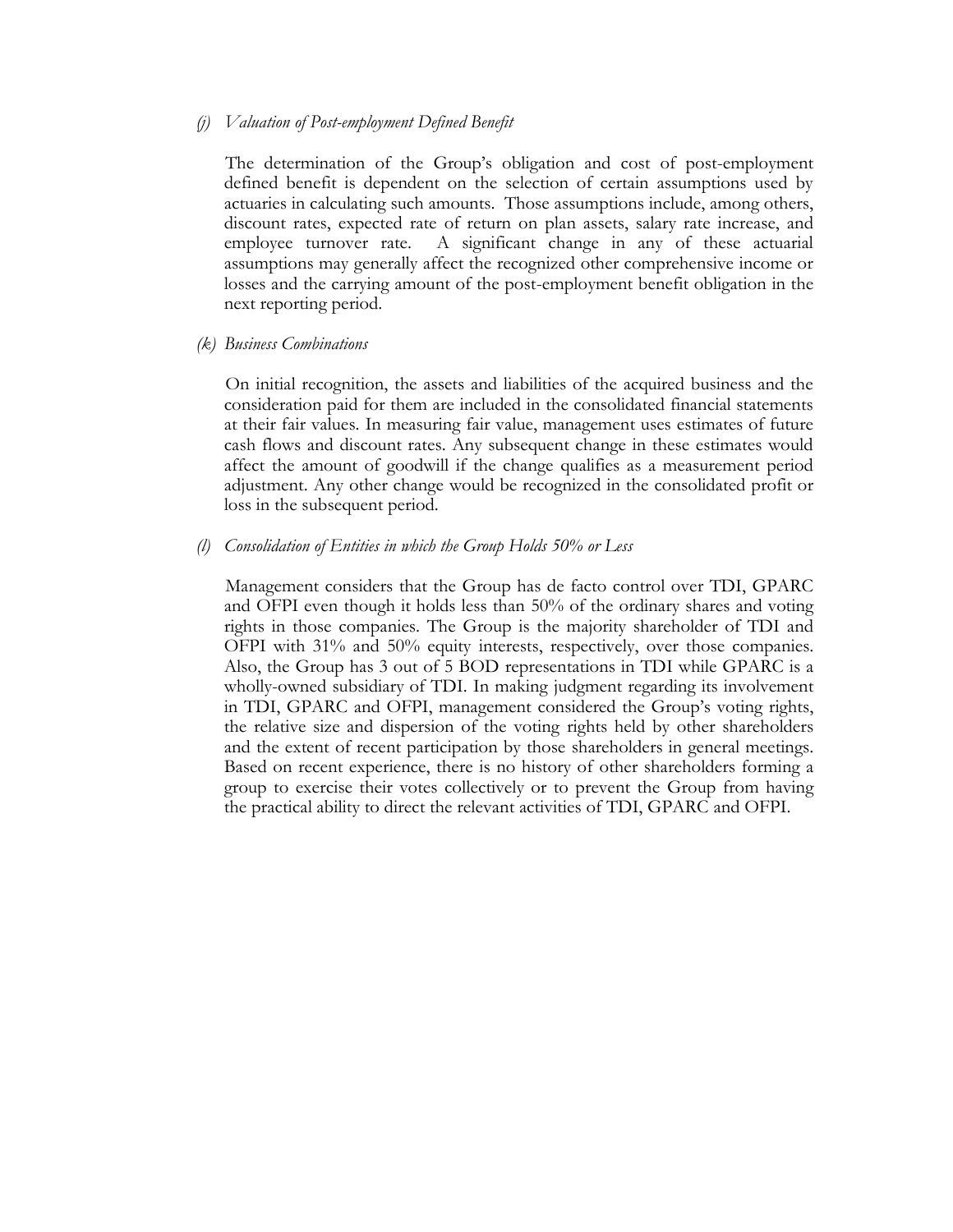*(j) Valuation of Post-employment Defined Benefit*

The determination of the Group's obligation and cost of post-employment defined benefit is dependent on the selection of certain assumptions used by actuaries in calculating such amounts. Those assumptions include, among others, discount rates, expected rate of return on plan assets, salary rate increase, and employee turnover rate. A significant change in any of these actuarial assumptions may generally affect the recognized other comprehensive income or losses and the carrying amount of the post-employment benefit obligation in the next reporting period.

*(k) Business Combinations*

On initial recognition, the assets and liabilities of the acquired business and the consideration paid for them are included in the consolidated financial statements at their fair values. In measuring fair value, management uses estimates of future cash flows and discount rates. Any subsequent change in these estimates would affect the amount of goodwill if the change qualifies as a measurement period adjustment. Any other change would be recognized in the consolidated profit or loss in the subsequent period.

*(l) Consolidation of Entities in which the Group Holds 50% or Less*

Management considers that the Group has de facto control over TDI, GPARC and OFPI even though it holds less than 50% of the ordinary shares and voting rights in those companies. The Group is the majority shareholder of TDI and OFPI with 31% and 50% equity interests, respectively, over those companies. Also, the Group has 3 out of 5 BOD representations in TDI while GPARC is a wholly-owned subsidiary of TDI. In making judgment regarding its involvement in TDI, GPARC and OFPI, management considered the Group's voting rights, the relative size and dispersion of the voting rights held by other shareholders and the extent of recent participation by those shareholders in general meetings. Based on recent experience, there is no history of other shareholders forming a group to exercise their votes collectively or to prevent the Group from having the practical ability to direct the relevant activities of TDI, GPARC and OFPI.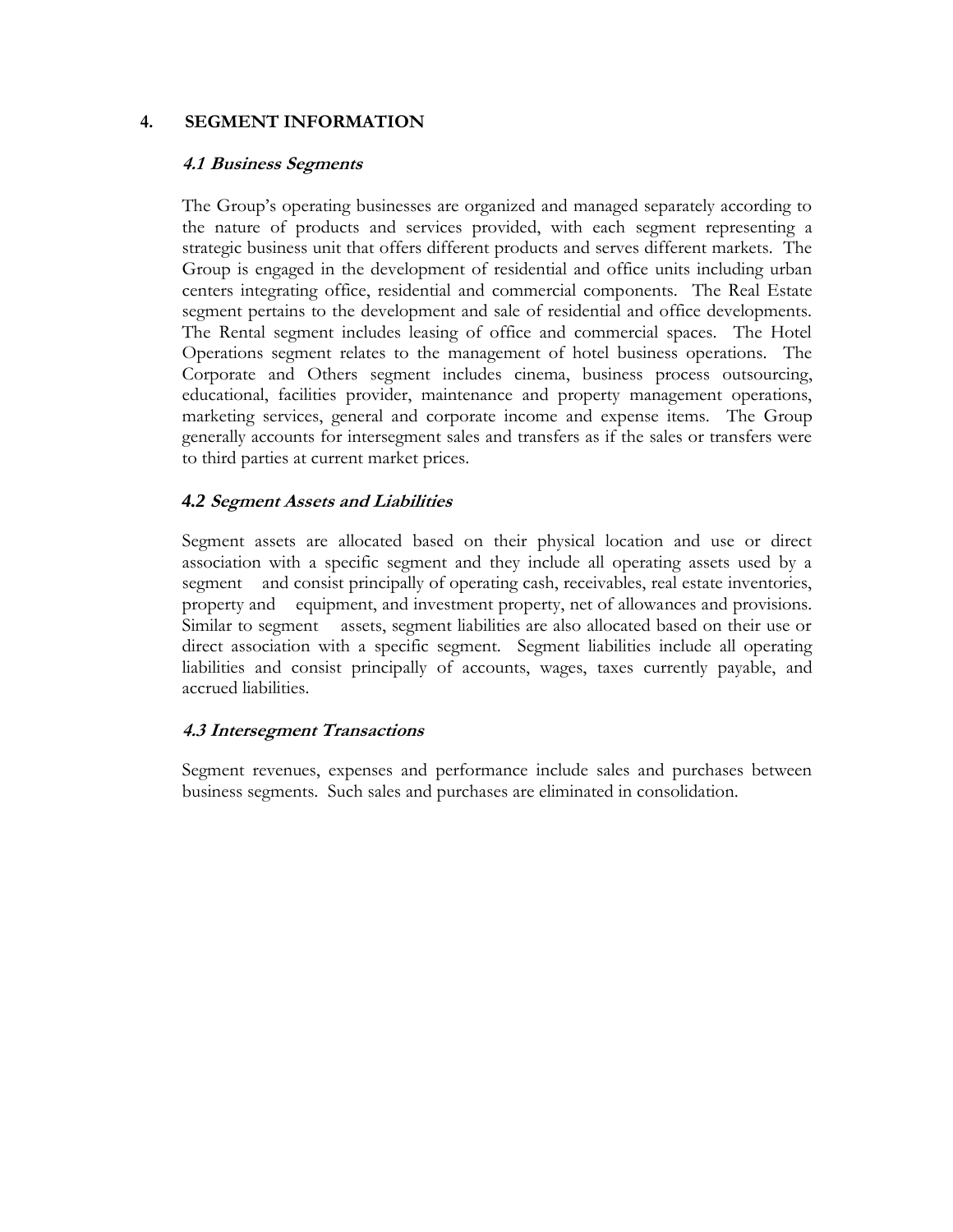## 4. SEGMENT INFORMATION

### *4.1 Business Segments*

The Group's operating businesses are organized and managed separately according to the nature of products and services provided, with each segment representing a strategic business unit that offers different products and serves different markets. The Group is engaged in the development of residential and office units including urban centers integrating office, residential and commercial components. The Real Estate segment pertains to the development and sale of residential and office developments. The Rental segment includes leasing of office and commercial spaces. The Hotel Operations segment relates to the management of hotel business operations. The Corporate and Others segment includes cinema, business process outsourcing, educational, facilities provider, maintenance and property management operations, marketing services, general and corporate income and expense items. The Group generally accounts for intersegment sales and transfers as if the sales or transfers were to third parties at current market prices.

### *4.2 Segment Assets and Liabilities*

Segment assets are allocated based on their physical location and use or direct association with a specific segment and they include all operating assets used by a segment and consist principally of operating cash, receivables, real estate inventories, property and equipment, and investment property, net of allowances and provisions. Similar to segment assets, segment liabilities are also allocated based on their use or direct association with a specific segment. Segment liabilities include all operating liabilities and consist principally of accounts, wages, taxes currently payable, and accrued liabilities.

### *4.3 Intersegment Transactions*

Segment revenues, expenses and performance include sales and purchases between business segments. Such sales and purchases are eliminated in consolidation.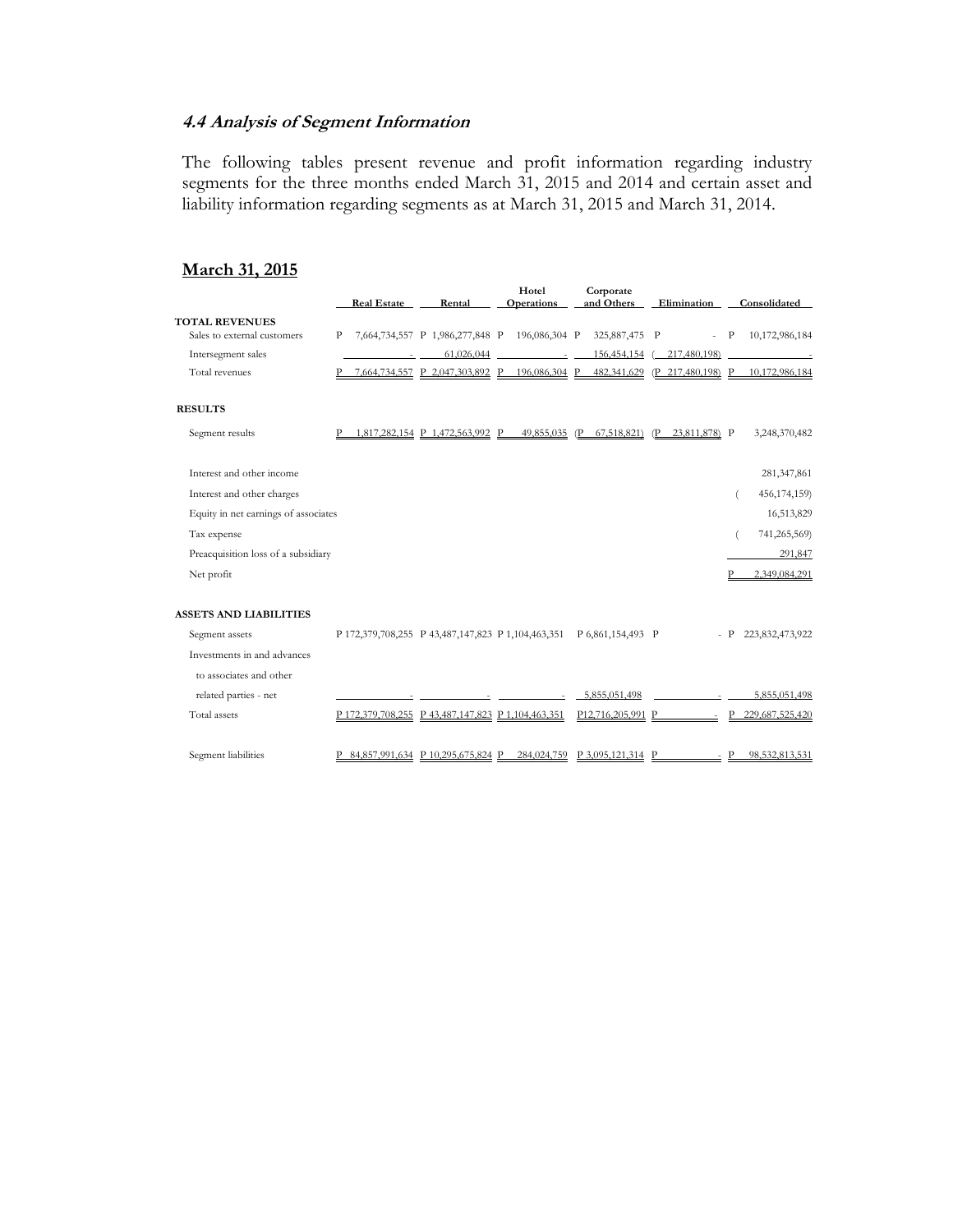### *4.4 Analysis of Segment Information*

The following tables present revenue and profit information regarding industry segments for the three months ended March 31, 2015 and 2014 and certain asset and liability information regarding segments as at March 31, 2015 and March 31, 2014.

## March 31, 2015

| | Real Estate | Rental | Hotel Operations | Corporate and Others | Elimination | Consolidated |
|---|---|---|---|---|---|---|
| **TOTAL REVENUES** | | | | | | |
| Sales to external customers | P 7,664,734,557 | P 1,986,277,848 | P 196,086,304 | P 325,887,475 | P - | P 10,172,986,184 |
| Intersegment sales | - | 61,026,044 | - | 156,454,154 | ( 217,480,198) | - |
| Total revenues | P 7,664,734,557 | P 2,047,303,892 | P 196,086,304 | P 482,341,629 | (P 217,480,198) | P 10,172,986,184 |
| **RESULTS** | | | | | | |
| Segment results | P 1,817,282,154 | P 1,472,563,992 | P 49,855,035 | (P 67,518,821) | (P 23,811,878) | P 3,248,370,482 |
| Interest and other income | | | | | | 281,347,861 |
| Interest and other charges | | | | | | ( 456,174,159) |
| Equity in net earnings of associates | | | | | | 16,513,829 |
| Tax expense | | | | | | ( 741,265,569) |
| Preacquisition loss of a subsidiary | | | | | | 291,847 |
| Net profit | | | | | | P 2,349,084,291 |
| **ASSETS AND LIABILITIES** | | | | | | |
| Segment assets | P 172,379,708,255 | P 43,487,147,823 | P 1,104,463,351 | P 6,861,154,493 | P - | P 223,832,473,922 |
| Investments in and advances to associates and other related parties - net | - | - | - | 5,855,051,498 | - | 5,855,051,498 |
| Total assets | P 172,379,708,255 | P 43,487,147,823 | P 1,104,463,351 | P12,716,205,991 | P - | P 229,687,525,420 |
| Segment liabilities | P 84,857,991,634 | P 10,295,675,824 | P 284,024,759 | P 3,095,121,314 | P - | P 98,532,813,531 |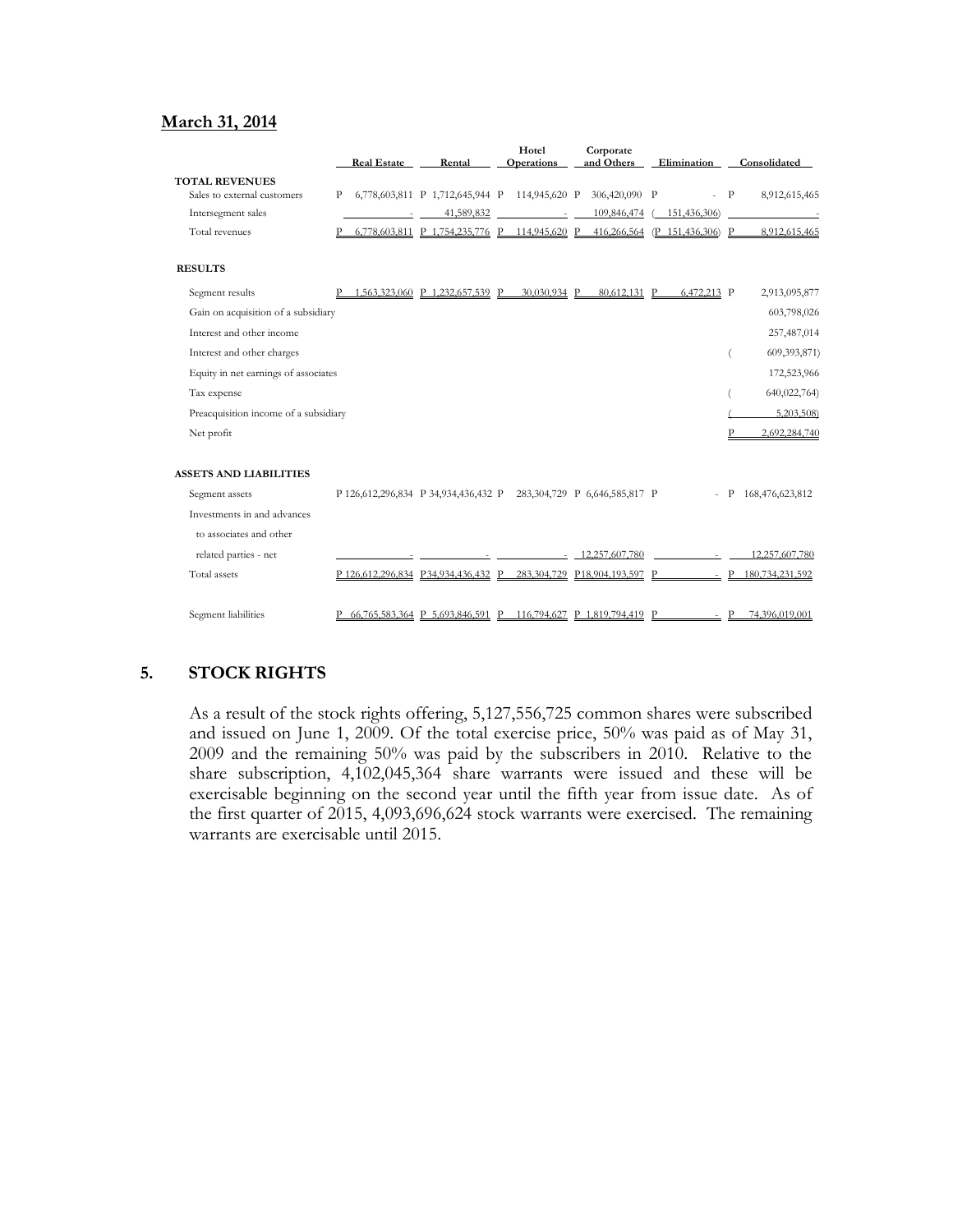**March 31, 2014**

| | Real Estate | Rental | Hotel Operations | Corporate and Others | Elimination | Consolidated |
|---|---|---|---|---|---|---|
| **TOTAL REVENUES** | | | | | | |
| Sales to external customers | P 6,778,603,811 | P 1,712,645,944 | P 114,945,620 | P 306,420,090 | P - | P 8,912,615,465 |
| Intersegment sales | - | 41,589,832 | - | 109,846,474 | ( 151,436,306) | - |
| Total revenues | P 6,778,603,811 | P 1,754,235,776 | P 114,945,620 | P 416,266,564 | (P 151,436,306) | P 8,912,615,465 |
| **RESULTS** | | | | | | |
| Segment results | P 1,563,323,060 | P 1,232,657,539 | P 30,030,934 | P 80,612,131 | P 6,472,213 | P 2,913,095,877 |
| Gain on acquisition of a subsidiary | | | | | | 603,798,026 |
| Interest and other income | | | | | | 257,487,014 |
| Interest and other charges | | | | | | ( 609,393,871) |
| Equity in net earnings of associates | | | | | | 172,523,966 |
| Tax expense | | | | | | ( 640,022,764) |
| Preacquisition income of a subsidiary | | | | | | ( 5,203,508) |
| Net profit | | | | | | P 2,692,284,740 |
| **ASSETS AND LIABILITIES** | | | | | | |
| Segment assets | P 126,612,296,834 | P 34,934,436,432 | P 283,304,729 | P 6,646,585,817 | P - | P 168,476,623,812 |
| Investments in and advances to associates and other related parties - net | - | - | - | 12,257,607,780 | - | 12,257,607,780 |
| Total assets | P 126,612,296,834 | P 34,934,436,432 | P 283,304,729 | P 18,904,193,597 | P - | P 180,734,231,592 |
| Segment liabilities | P 66,765,583,364 | P 5,693,846,591 | P 116,794,627 | P 1,819,794,419 | P - | P 74,396,019,001 |

## 5. STOCK RIGHTS

As a result of the stock rights offering, 5,127,556,725 common shares were subscribed and issued on June 1, 2009. Of the total exercise price, 50% was paid as of May 31, 2009 and the remaining 50% was paid by the subscribers in 2010. Relative to the share subscription, 4,102,045,364 share warrants were issued and these will be exercisable beginning on the second year until the fifth year from issue date. As of the first quarter of 2015, 4,093,696,624 stock warrants were exercised. The remaining warrants are exercisable until 2015.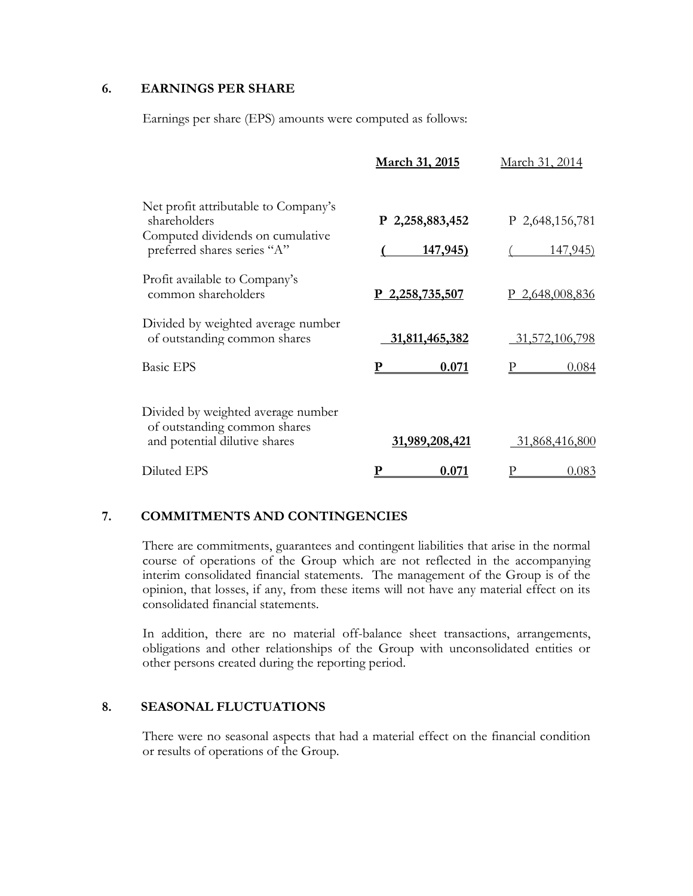## 6. EARNINGS PER SHARE

Earnings per share (EPS) amounts were computed as follows:

| | **March 31, 2015** | March 31, 2014 |
|---|---|---|
| Net profit attributable to Company's shareholders | **P 2,258,883,452** | P 2,648,156,781 |
| Computed dividends on cumulative preferred shares series "A" | **( 147,945)** | ( 147,945) |
| Profit available to Company's common shareholders | **P 2,258,735,507** | P 2,648,008,836 |
| Divided by weighted average number of outstanding common shares | **31,811,465,382** | 31,572,106,798 |
| Basic EPS | **P 0.071** | P 0.084 |
| Divided by weighted average number of outstanding common shares and potential dilutive shares | **31,989,208,421** | 31,868,416,800 |
| Diluted EPS | **P 0.071** | P 0.083 |

## 7. COMMITMENTS AND CONTINGENCIES

There are commitments, guarantees and contingent liabilities that arise in the normal course of operations of the Group which are not reflected in the accompanying interim consolidated financial statements. The management of the Group is of the opinion, that losses, if any, from these items will not have any material effect on its consolidated financial statements.

In addition, there are no material off-balance sheet transactions, arrangements, obligations and other relationships of the Group with unconsolidated entities or other persons created during the reporting period.

## 8. SEASONAL FLUCTUATIONS

There were no seasonal aspects that had a material effect on the financial condition or results of operations of the Group.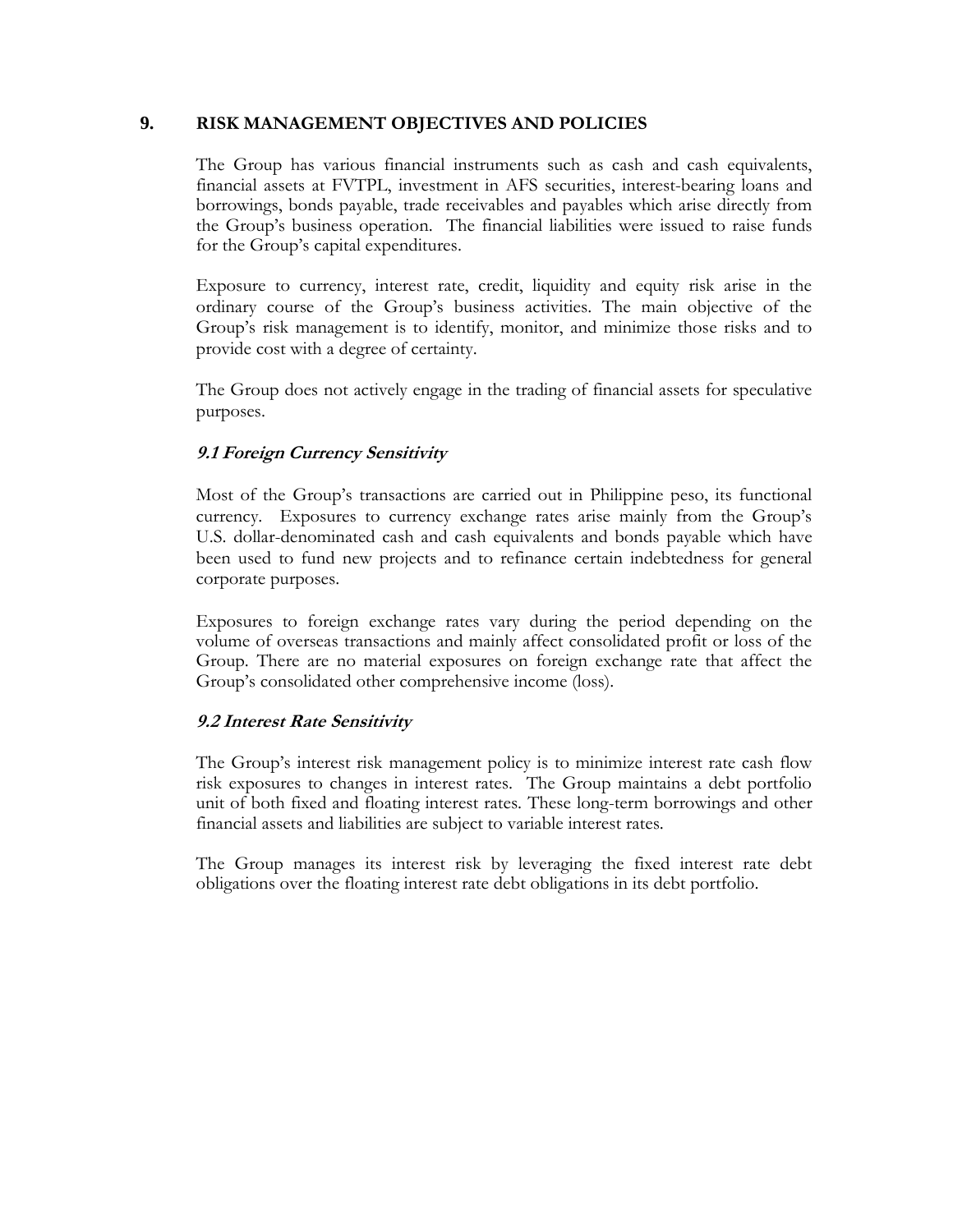## 9. RISK MANAGEMENT OBJECTIVES AND POLICIES

The Group has various financial instruments such as cash and cash equivalents, financial assets at FVTPL, investment in AFS securities, interest-bearing loans and borrowings, bonds payable, trade receivables and payables which arise directly from the Group's business operation. The financial liabilities were issued to raise funds for the Group's capital expenditures.

Exposure to currency, interest rate, credit, liquidity and equity risk arise in the ordinary course of the Group's business activities. The main objective of the Group's risk management is to identify, monitor, and minimize those risks and to provide cost with a degree of certainty.

The Group does not actively engage in the trading of financial assets for speculative purposes.

### *9.1 Foreign Currency Sensitivity*

Most of the Group's transactions are carried out in Philippine peso, its functional currency. Exposures to currency exchange rates arise mainly from the Group's U.S. dollar-denominated cash and cash equivalents and bonds payable which have been used to fund new projects and to refinance certain indebtedness for general corporate purposes.

Exposures to foreign exchange rates vary during the period depending on the volume of overseas transactions and mainly affect consolidated profit or loss of the Group. There are no material exposures on foreign exchange rate that affect the Group's consolidated other comprehensive income (loss).

### *9.2 Interest Rate Sensitivity*

The Group's interest risk management policy is to minimize interest rate cash flow risk exposures to changes in interest rates. The Group maintains a debt portfolio unit of both fixed and floating interest rates. These long-term borrowings and other financial assets and liabilities are subject to variable interest rates.

The Group manages its interest risk by leveraging the fixed interest rate debt obligations over the floating interest rate debt obligations in its debt portfolio.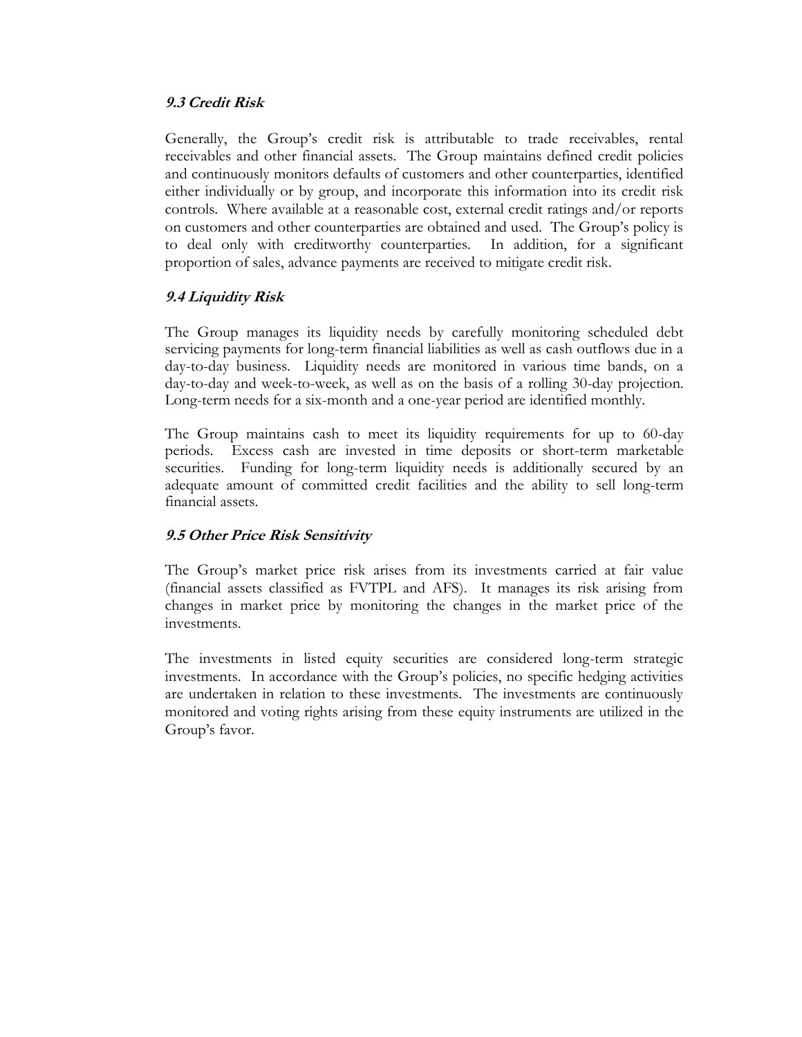### *9.3 Credit Risk*

Generally, the Group's credit risk is attributable to trade receivables, rental receivables and other financial assets. The Group maintains defined credit policies and continuously monitors defaults of customers and other counterparties, identified either individually or by group, and incorporate this information into its credit risk controls. Where available at a reasonable cost, external credit ratings and/or reports on customers and other counterparties are obtained and used. The Group's policy is to deal only with creditworthy counterparties. In addition, for a significant proportion of sales, advance payments are received to mitigate credit risk.

### *9.4 Liquidity Risk*

The Group manages its liquidity needs by carefully monitoring scheduled debt servicing payments for long-term financial liabilities as well as cash outflows due in a day-to-day business. Liquidity needs are monitored in various time bands, on a day-to-day and week-to-week, as well as on the basis of a rolling 30-day projection. Long-term needs for a six-month and a one-year period are identified monthly.

The Group maintains cash to meet its liquidity requirements for up to 60-day periods. Excess cash are invested in time deposits or short-term marketable securities. Funding for long-term liquidity needs is additionally secured by an adequate amount of committed credit facilities and the ability to sell long-term financial assets.

### *9.5 Other Price Risk Sensitivity*

The Group's market price risk arises from its investments carried at fair value (financial assets classified as FVTPL and AFS). It manages its risk arising from changes in market price by monitoring the changes in the market price of the investments.

The investments in listed equity securities are considered long-term strategic investments. In accordance with the Group's policies, no specific hedging activities are undertaken in relation to these investments. The investments are continuously monitored and voting rights arising from these equity instruments are utilized in the Group's favor.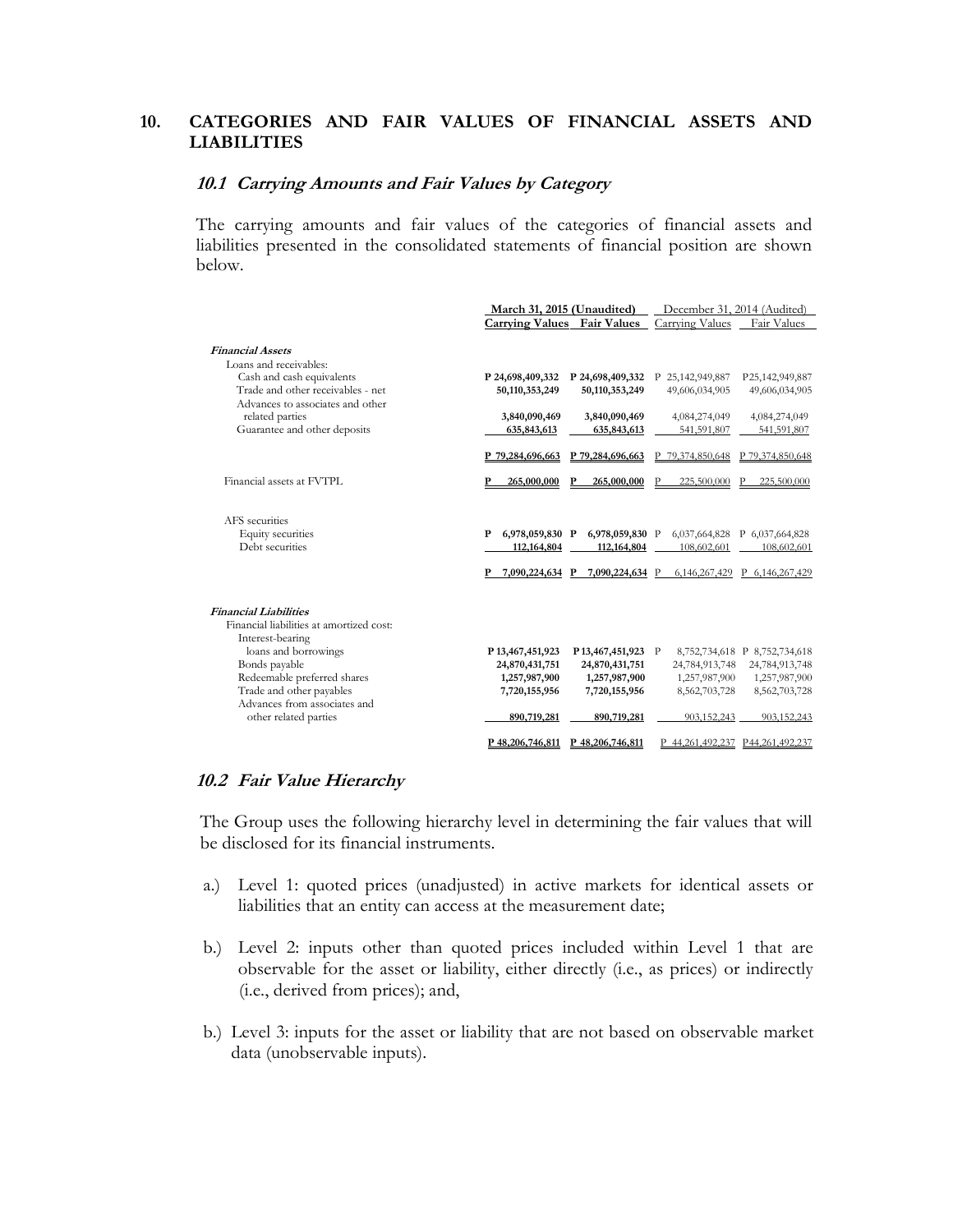## 10. CATEGORIES AND FAIR VALUES OF FINANCIAL ASSETS AND LIABILITIES

### *10.1 Carrying Amounts and Fair Values by Category*

The carrying amounts and fair values of the categories of financial assets and liabilities presented in the consolidated statements of financial position are shown below.

| | **March 31, 2015 (Unaudited)** | | December 31, 2014 (Audited) | |
|---|---|---|---|---|
| | **Carrying Values** | **Fair Values** | Carrying Values | Fair Values |
| ***Financial Assets*** | | | | |
| Loans and receivables: | | | | |
| Cash and cash equivalents | **P 24,698,409,332** | **P 24,698,409,332** | P 25,142,949,887 | P25,142,949,887 |
| Trade and other receivables - net | **50,110,353,249** | **50,110,353,249** | 49,606,034,905 | 49,606,034,905 |
| Advances to associates and other related parties | **3,840,090,469** | **3,840,090,469** | 4,084,274,049 | 4,084,274,049 |
| Guarantee and other deposits | **635,843,613** | **635,843,613** | 541,591,807 | 541,591,807 |
| | **P 79,284,696,663** | **P 79,284,696,663** | P 79,374,850,648 | P 79,374,850,648 |
| Financial assets at FVTPL | **P 265,000,000** | **P 265,000,000** | P 225,500,000 | P 225,500,000 |
| AFS securities | | | | |
| Equity securities | **P 6,978,059,830** | **P 6,978,059,830** | P 6,037,664,828 | P 6,037,664,828 |
| Debt securities | **112,164,804** | **112,164,804** | 108,602,601 | 108,602,601 |
| | **P 7,090,224,634** | **P 7,090,224,634** | P 6,146,267,429 | P 6,146,267,429 |
| ***Financial Liabilities*** | | | | |
| Financial liabilities at amortized cost: | | | | |
| Interest-bearing loans and borrowings | **P 13,467,451,923** | **P 13,467,451,923** | P 8,752,734,618 | P 8,752,734,618 |
| Bonds payable | **24,870,431,751** | **24,870,431,751** | 24,784,913,748 | 24,784,913,748 |
| Redeemable preferred shares | **1,257,987,900** | **1,257,987,900** | 1,257,987,900 | 1,257,987,900 |
| Trade and other payables | **7,720,155,956** | **7,720,155,956** | 8,562,703,728 | 8,562,703,728 |
| Advances from associates and other related parties | **890,719,281** | **890,719,281** | 903,152,243 | 903,152,243 |
| | **P 48,206,746,811** | **P 48,206,746,811** | P 44,261,492,237 | P44,261,492,237 |

### *10.2 Fair Value Hierarchy*

The Group uses the following hierarchy level in determining the fair values that will be disclosed for its financial instruments.

a.) Level 1: quoted prices (unadjusted) in active markets for identical assets or liabilities that an entity can access at the measurement date;

b.) Level 2: inputs other than quoted prices included within Level 1 that are observable for the asset or liability, either directly (i.e., as prices) or indirectly (i.e., derived from prices); and,

b.) Level 3: inputs for the asset or liability that are not based on observable market data (unobservable inputs).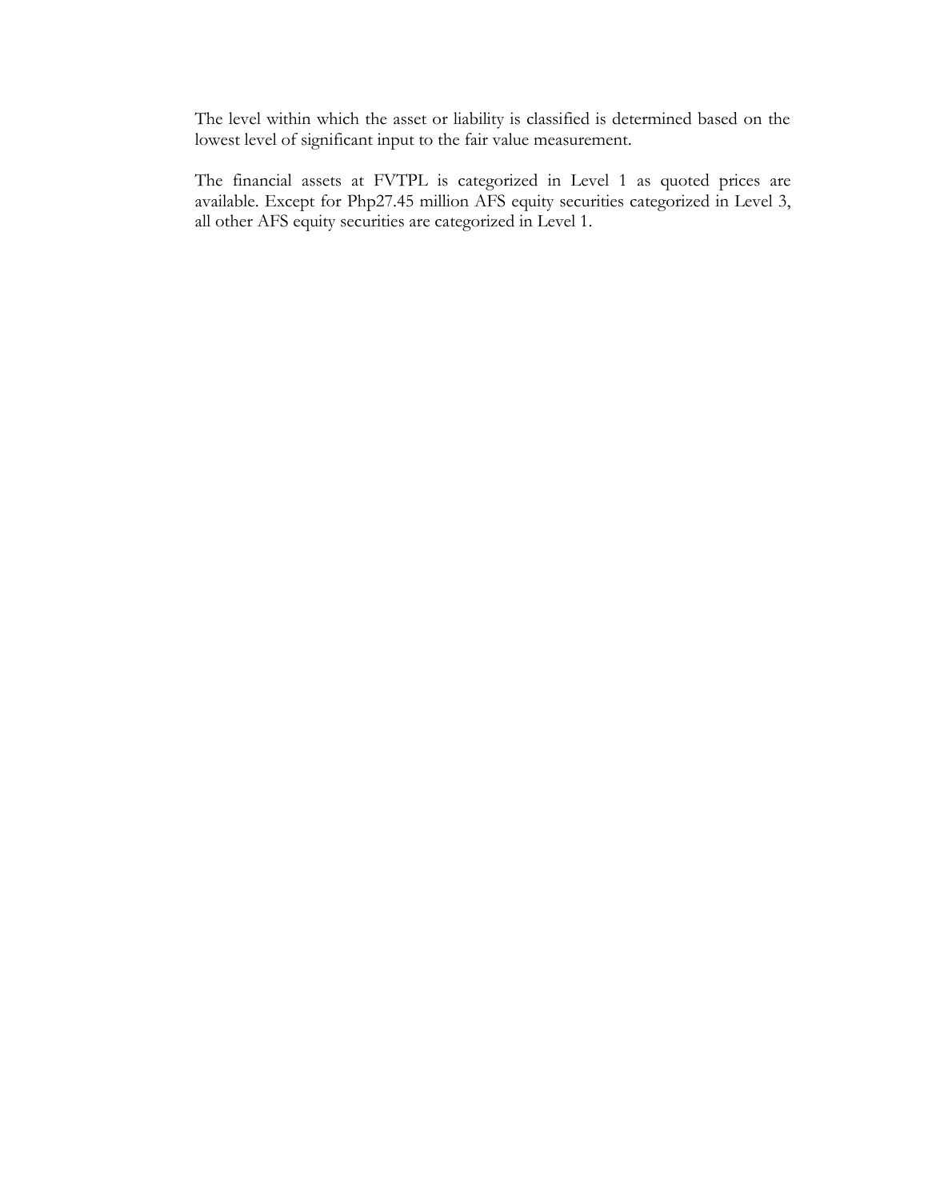The level within which the asset or liability is classified is determined based on the lowest level of significant input to the fair value measurement.

The financial assets at FVTPL is categorized in Level 1 as quoted prices are available. Except for Php27.45 million AFS equity securities categorized in Level 3, all other AFS equity securities are categorized in Level 1.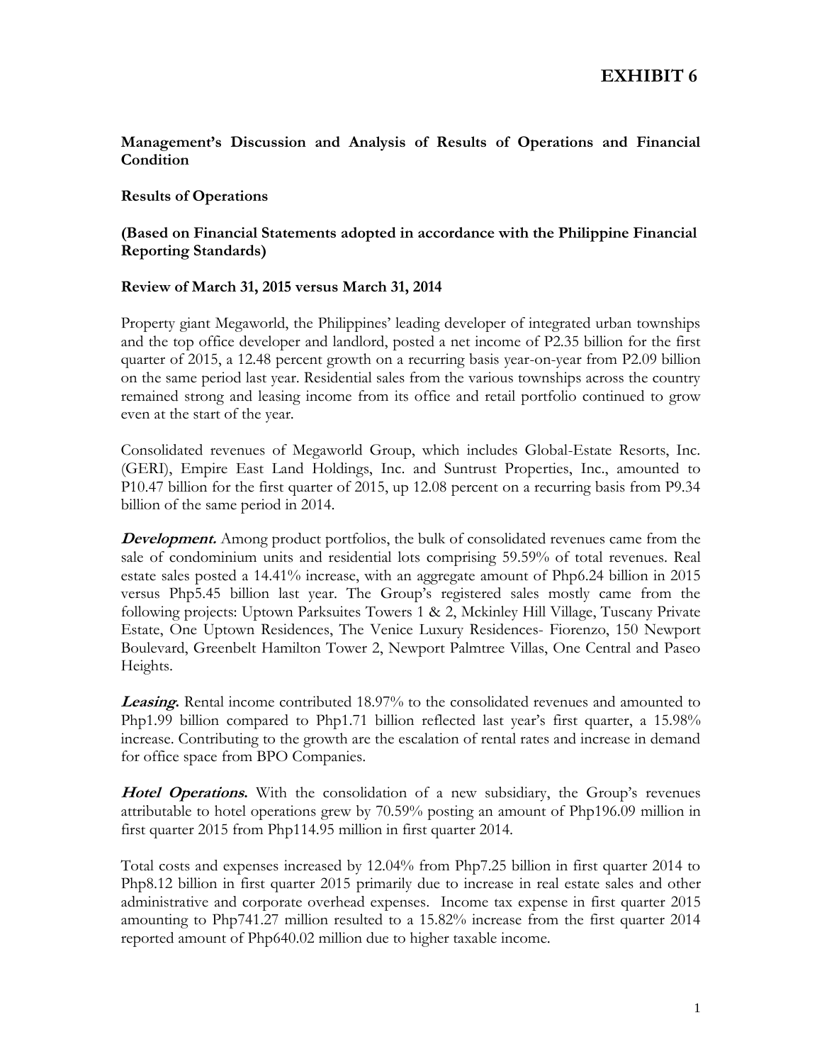# EXHIBIT 6

**Management's Discussion and Analysis of Results of Operations and Financial Condition**

**Results of Operations**

**(Based on Financial Statements adopted in accordance with the Philippine Financial Reporting Standards)**

**Review of March 31, 2015 versus March 31, 2014**

Property giant Megaworld, the Philippines' leading developer of integrated urban townships and the top office developer and landlord, posted a net income of P2.35 billion for the first quarter of 2015, a 12.48 percent growth on a recurring basis year-on-year from P2.09 billion on the same period last year. Residential sales from the various townships across the country remained strong and leasing income from its office and retail portfolio continued to grow even at the start of the year.

Consolidated revenues of Megaworld Group, which includes Global-Estate Resorts, Inc. (GERI), Empire East Land Holdings, Inc. and Suntrust Properties, Inc., amounted to P10.47 billion for the first quarter of 2015, up 12.08 percent on a recurring basis from P9.34 billion of the same period in 2014.

***Development.*** Among product portfolios, the bulk of consolidated revenues came from the sale of condominium units and residential lots comprising 59.59% of total revenues. Real estate sales posted a 14.41% increase, with an aggregate amount of Php6.24 billion in 2015 versus Php5.45 billion last year. The Group's registered sales mostly came from the following projects: Uptown Parksuites Towers 1 & 2, Mckinley Hill Village, Tuscany Private Estate, One Uptown Residences, The Venice Luxury Residences- Fiorenzo, 150 Newport Boulevard, Greenbelt Hamilton Tower 2, Newport Palmtree Villas, One Central and Paseo Heights.

***Leasing.*** Rental income contributed 18.97% to the consolidated revenues and amounted to Php1.99 billion compared to Php1.71 billion reflected last year's first quarter, a 15.98% increase. Contributing to the growth are the escalation of rental rates and increase in demand for office space from BPO Companies.

***Hotel Operations.*** With the consolidation of a new subsidiary, the Group's revenues attributable to hotel operations grew by 70.59% posting an amount of Php196.09 million in first quarter 2015 from Php114.95 million in first quarter 2014.

Total costs and expenses increased by 12.04% from Php7.25 billion in first quarter 2014 to Php8.12 billion in first quarter 2015 primarily due to increase in real estate sales and other administrative and corporate overhead expenses. Income tax expense in first quarter 2015 amounting to Php741.27 million resulted to a 15.82% increase from the first quarter 2014 reported amount of Php640.02 million due to higher taxable income.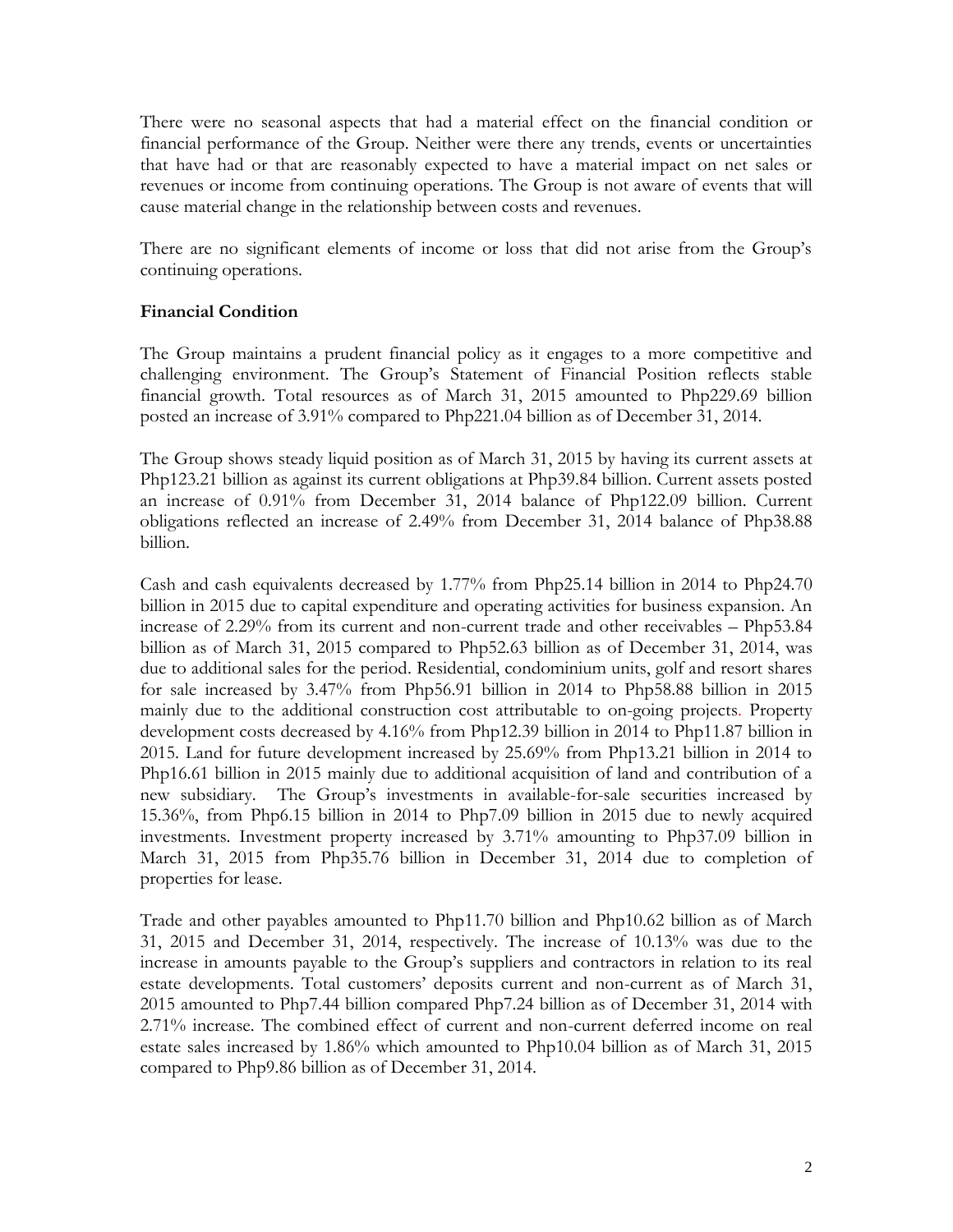There were no seasonal aspects that had a material effect on the financial condition or financial performance of the Group. Neither were there any trends, events or uncertainties that have had or that are reasonably expected to have a material impact on net sales or revenues or income from continuing operations. The Group is not aware of events that will cause material change in the relationship between costs and revenues.

There are no significant elements of income or loss that did not arise from the Group's continuing operations.

**Financial Condition**

The Group maintains a prudent financial policy as it engages to a more competitive and challenging environment. The Group's Statement of Financial Position reflects stable financial growth. Total resources as of March 31, 2015 amounted to Php229.69 billion posted an increase of 3.91% compared to Php221.04 billion as of December 31, 2014.

The Group shows steady liquid position as of March 31, 2015 by having its current assets at Php123.21 billion as against its current obligations at Php39.84 billion. Current assets posted an increase of 0.91% from December 31, 2014 balance of Php122.09 billion. Current obligations reflected an increase of 2.49% from December 31, 2014 balance of Php38.88 billion.

Cash and cash equivalents decreased by 1.77% from Php25.14 billion in 2014 to Php24.70 billion in 2015 due to capital expenditure and operating activities for business expansion. An increase of 2.29% from its current and non-current trade and other receivables – Php53.84 billion as of March 31, 2015 compared to Php52.63 billion as of December 31, 2014, was due to additional sales for the period. Residential, condominium units, golf and resort shares for sale increased by 3.47% from Php56.91 billion in 2014 to Php58.88 billion in 2015 mainly due to the additional construction cost attributable to on-going projects. Property development costs decreased by 4.16% from Php12.39 billion in 2014 to Php11.87 billion in 2015. Land for future development increased by 25.69% from Php13.21 billion in 2014 to Php16.61 billion in 2015 mainly due to additional acquisition of land and contribution of a new subsidiary. The Group's investments in available-for-sale securities increased by 15.36%, from Php6.15 billion in 2014 to Php7.09 billion in 2015 due to newly acquired investments. Investment property increased by 3.71% amounting to Php37.09 billion in March 31, 2015 from Php35.76 billion in December 31, 2014 due to completion of properties for lease.

Trade and other payables amounted to Php11.70 billion and Php10.62 billion as of March 31, 2015 and December 31, 2014, respectively. The increase of 10.13% was due to the increase in amounts payable to the Group's suppliers and contractors in relation to its real estate developments. Total customers' deposits current and non-current as of March 31, 2015 amounted to Php7.44 billion compared Php7.24 billion as of December 31, 2014 with 2.71% increase. The combined effect of current and non-current deferred income on real estate sales increased by 1.86% which amounted to Php10.04 billion as of March 31, 2015 compared to Php9.86 billion as of December 31, 2014.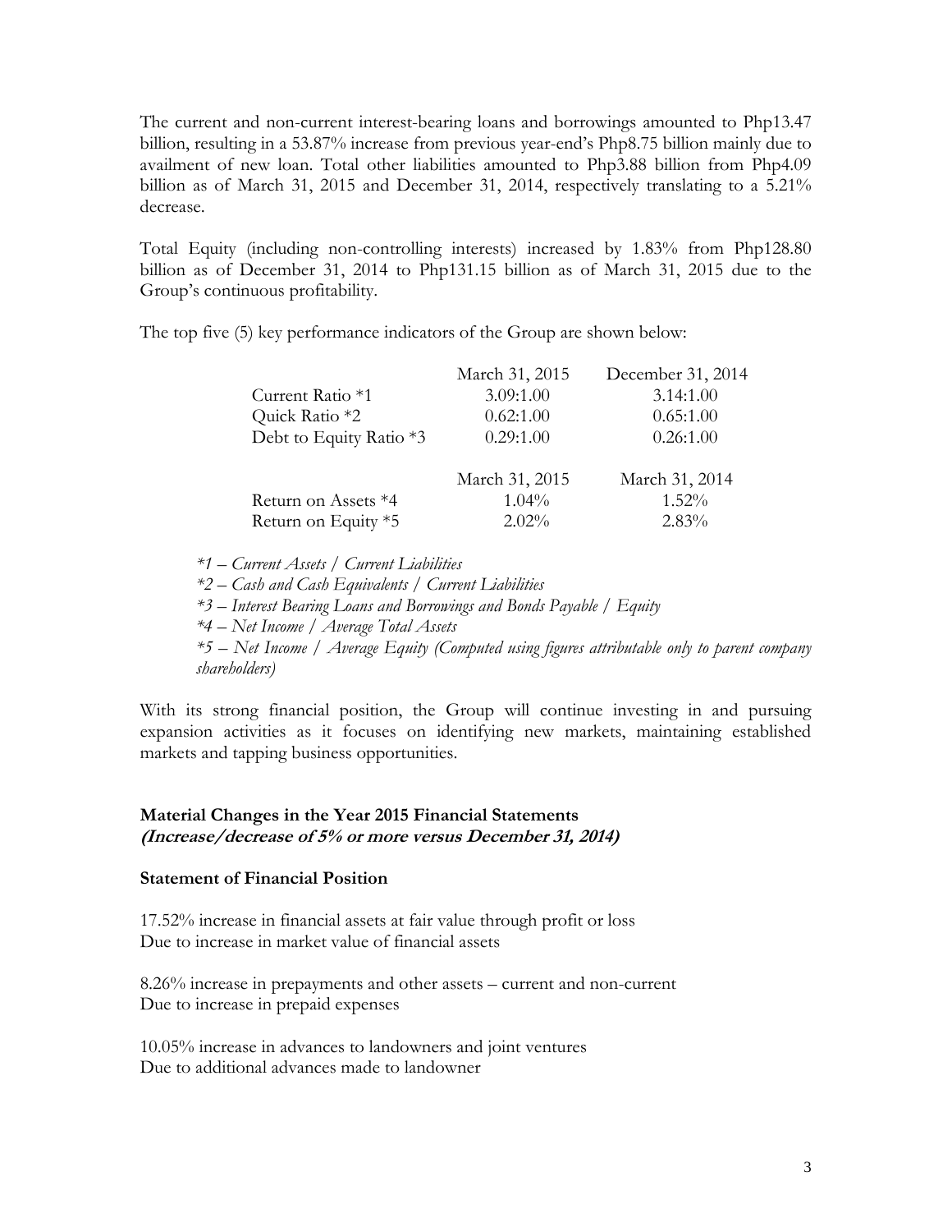The current and non-current interest-bearing loans and borrowings amounted to Php13.47 billion, resulting in a 53.87% increase from previous year-end's Php8.75 billion mainly due to availment of new loan. Total other liabilities amounted to Php3.88 billion from Php4.09 billion as of March 31, 2015 and December 31, 2014, respectively translating to a 5.21% decrease.

Total Equity (including non-controlling interests) increased by 1.83% from Php128.80 billion as of December 31, 2014 to Php131.15 billion as of March 31, 2015 due to the Group's continuous profitability.

The top five (5) key performance indicators of the Group are shown below:

| | March 31, 2015 | December 31, 2014 |
|---|---|---|
| Current Ratio *1 | 3.09:1.00 | 3.14:1.00 |
| Quick Ratio *2 | 0.62:1.00 | 0.65:1.00 |
| Debt to Equity Ratio *3 | 0.29:1.00 | 0.26:1.00 |
| | **March 31, 2015** | **March 31, 2014** |
| Return on Assets *4 | 1.04% | 1.52% |
| Return on Equity *5 | 2.02% | 2.83% |

*\*1 – Current Assets / Current Liabilities*  
*\*2 – Cash and Cash Equivalents / Current Liabilities*  
*\*3 – Interest Bearing Loans and Borrowings and Bonds Payable / Equity*  
*\*4 – Net Income / Average Total Assets*  
*\*5 – Net Income / Average Equity (Computed using figures attributable only to parent company shareholders)*

With its strong financial position, the Group will continue investing in and pursuing expansion activities as it focuses on identifying new markets, maintaining established markets and tapping business opportunities.

### Material Changes in the Year 2015 Financial Statements
***(Increase/decrease of 5% or more versus December 31, 2014)***

#### Statement of Financial Position

17.52% increase in financial assets at fair value through profit or loss  
Due to increase in market value of financial assets

8.26% increase in prepayments and other assets – current and non-current  
Due to increase in prepaid expenses

10.05% increase in advances to landowners and joint ventures  
Due to additional advances made to landowner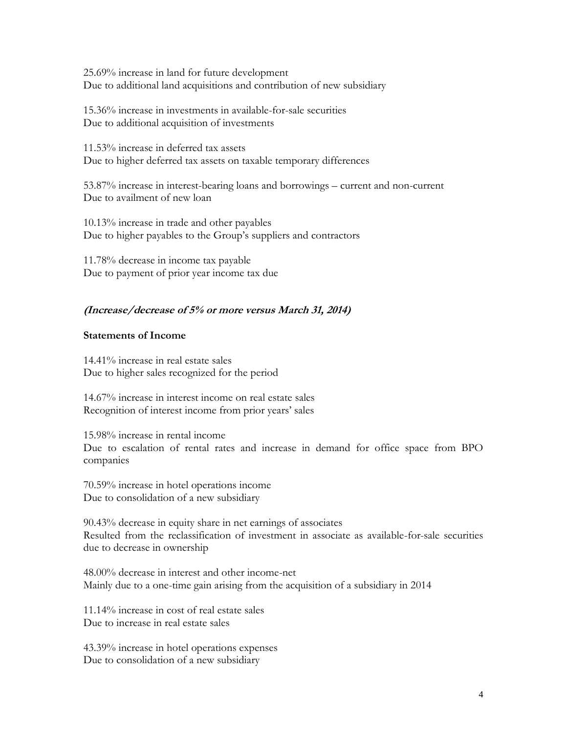25.69% increase in land for future development
Due to additional land acquisitions and contribution of new subsidiary

15.36% increase in investments in available-for-sale securities
Due to additional acquisition of investments

11.53% increase in deferred tax assets
Due to higher deferred tax assets on taxable temporary differences

53.87% increase in interest-bearing loans and borrowings – current and non-current
Due to availment of new loan

10.13% increase in trade and other payables
Due to higher payables to the Group's suppliers and contractors

11.78% decrease in income tax payable
Due to payment of prior year income tax due

***(Increase/decrease of 5% or more versus March 31, 2014)***

**Statements of Income**

14.41% increase in real estate sales
Due to higher sales recognized for the period

14.67% increase in interest income on real estate sales
Recognition of interest income from prior years' sales

15.98% increase in rental income
Due to escalation of rental rates and increase in demand for office space from BPO companies

70.59% increase in hotel operations income
Due to consolidation of a new subsidiary

90.43% decrease in equity share in net earnings of associates
Resulted from the reclassification of investment in associate as available-for-sale securities due to decrease in ownership

48.00% decrease in interest and other income-net
Mainly due to a one-time gain arising from the acquisition of a subsidiary in 2014

11.14% increase in cost of real estate sales
Due to increase in real estate sales

43.39% increase in hotel operations expenses
Due to consolidation of a new subsidiary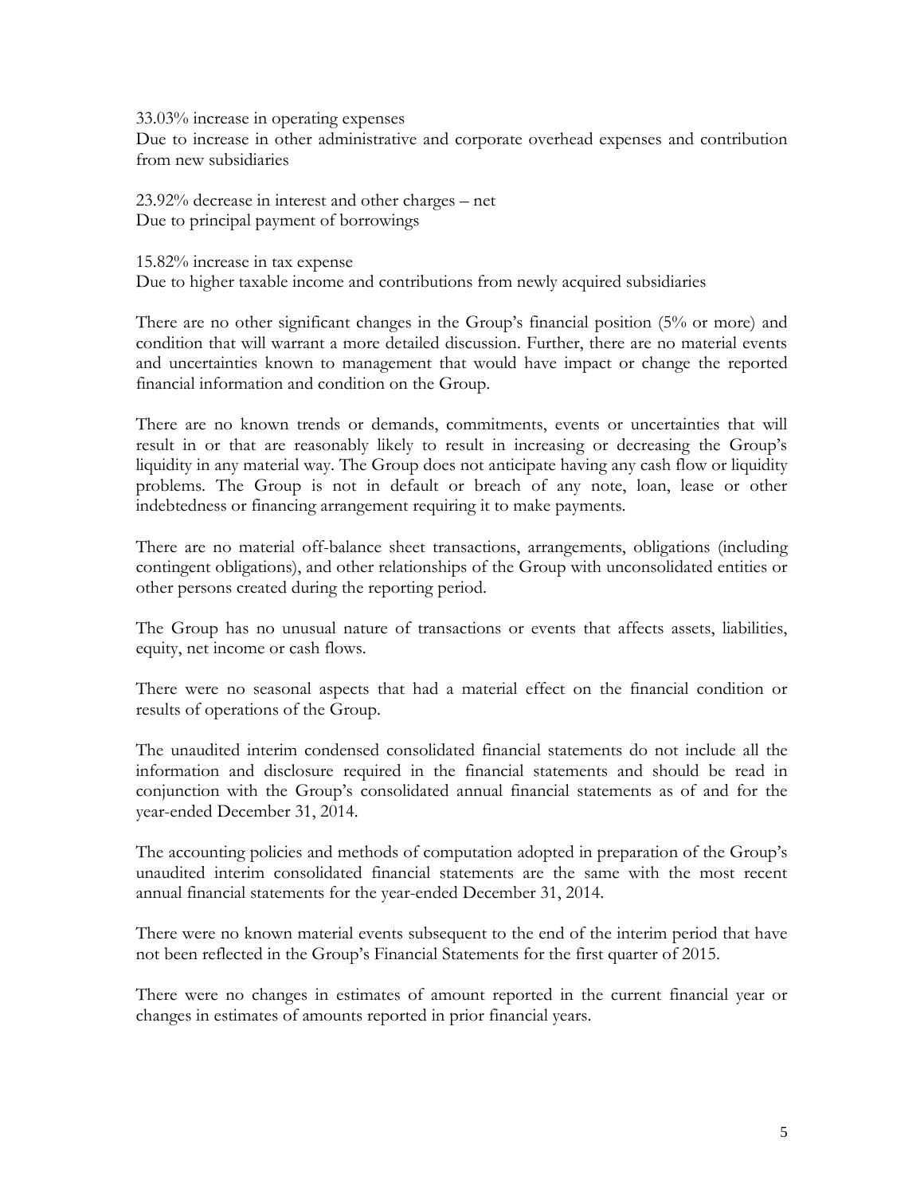33.03% increase in operating expenses
Due to increase in other administrative and corporate overhead expenses and contribution from new subsidiaries

23.92% decrease in interest and other charges – net
Due to principal payment of borrowings

15.82% increase in tax expense
Due to higher taxable income and contributions from newly acquired subsidiaries

There are no other significant changes in the Group's financial position (5% or more) and condition that will warrant a more detailed discussion. Further, there are no material events and uncertainties known to management that would have impact or change the reported financial information and condition on the Group.

There are no known trends or demands, commitments, events or uncertainties that will result in or that are reasonably likely to result in increasing or decreasing the Group's liquidity in any material way. The Group does not anticipate having any cash flow or liquidity problems. The Group is not in default or breach of any note, loan, lease or other indebtedness or financing arrangement requiring it to make payments.

There are no material off-balance sheet transactions, arrangements, obligations (including contingent obligations), and other relationships of the Group with unconsolidated entities or other persons created during the reporting period.

The Group has no unusual nature of transactions or events that affects assets, liabilities, equity, net income or cash flows.

There were no seasonal aspects that had a material effect on the financial condition or results of operations of the Group.

The unaudited interim condensed consolidated financial statements do not include all the information and disclosure required in the financial statements and should be read in conjunction with the Group's consolidated annual financial statements as of and for the year-ended December 31, 2014.

The accounting policies and methods of computation adopted in preparation of the Group's unaudited interim consolidated financial statements are the same with the most recent annual financial statements for the year-ended December 31, 2014.

There were no known material events subsequent to the end of the interim period that have not been reflected in the Group's Financial Statements for the first quarter of 2015.

There were no changes in estimates of amount reported in the current financial year or changes in estimates of amounts reported in prior financial years.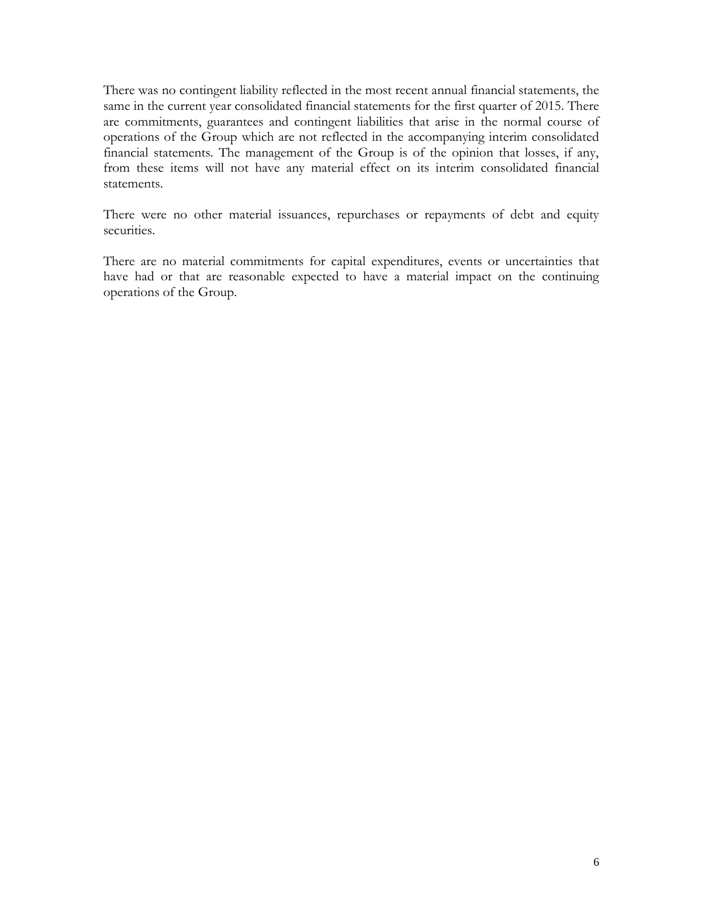There was no contingent liability reflected in the most recent annual financial statements, the same in the current year consolidated financial statements for the first quarter of 2015. There are commitments, guarantees and contingent liabilities that arise in the normal course of operations of the Group which are not reflected in the accompanying interim consolidated financial statements. The management of the Group is of the opinion that losses, if any, from these items will not have any material effect on its interim consolidated financial statements.

There were no other material issuances, repurchases or repayments of debt and equity securities.

There are no material commitments for capital expenditures, events or uncertainties that have had or that are reasonable expected to have a material impact on the continuing operations of the Group.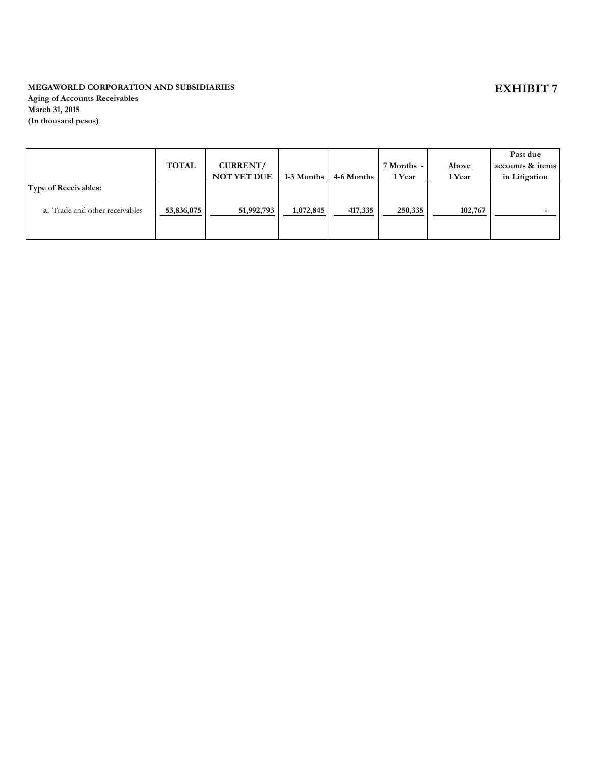**MEGAWORLD CORPORATION AND SUBSIDIARIES**
**Aging of Accounts Receivables**
**March 31, 2015**
**(In thousand pesos)**

# EXHIBIT 7

| | TOTAL | CURRENT/ NOT YET DUE | 1-3 Months | 4-6 Months | 7 Months - 1 Year | Above 1 Year | Past due accounts & items in Litigation |
|---|---|---|---|---|---|---|---|
| **Type of Receivables:** | | | | | | | |
| **a.** Trade and other receivables | 53,836,075 | 51,992,793 | 1,072,845 | 417,335 | 250,335 | 102,767 | - |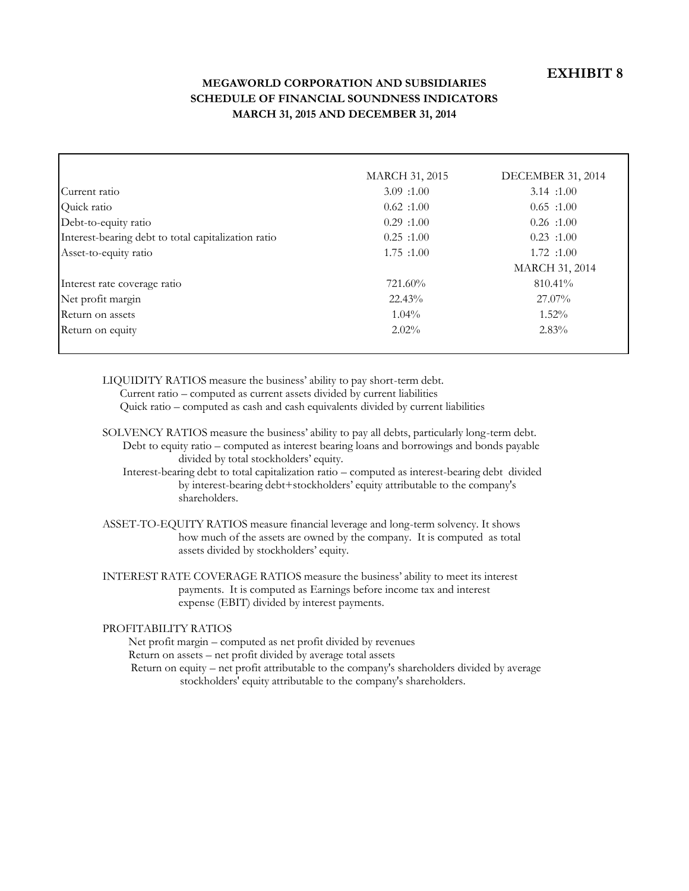# EXHIBIT 8

## MEGAWORLD CORPORATION AND SUBSIDIARIES
## SCHEDULE OF FINANCIAL SOUNDNESS INDICATORS
## MARCH 31, 2015 AND DECEMBER 31, 2014

| | MARCH 31, 2015 | DECEMBER 31, 2014 |
|---|---|---|
| Current ratio | 3.09 :1.00 | 3.14 :1.00 |
| Quick ratio | 0.62 :1.00 | 0.65 :1.00 |
| Debt-to-equity ratio | 0.29 :1.00 | 0.26 :1.00 |
| Interest-bearing debt to total capitalization ratio | 0.25 :1.00 | 0.23 :1.00 |
| Asset-to-equity ratio | 1.75 :1.00 | 1.72 :1.00 |
| | | MARCH 31, 2014 |
| Interest rate coverage ratio | 721.60% | 810.41% |
| Net profit margin | 22.43% | 27.07% |
| Return on assets | 1.04% | 1.52% |
| Return on equity | 2.02% | 2.83% |

LIQUIDITY RATIOS measure the business' ability to pay short-term debt.
- Current ratio – computed as current assets divided by current liabilities
- Quick ratio – computed as cash and cash equivalents divided by current liabilities

SOLVENCY RATIOS measure the business' ability to pay all debts, particularly long-term debt.
- Debt to equity ratio – computed as interest bearing loans and borrowings and bonds payable divided by total stockholders' equity.
- Interest-bearing debt to total capitalization ratio – computed as interest-bearing debt divided by interest-bearing debt+stockholders' equity attributable to the company's shareholders.

ASSET-TO-EQUITY RATIOS measure financial leverage and long-term solvency. It shows how much of the assets are owned by the company. It is computed as total assets divided by stockholders' equity.

INTEREST RATE COVERAGE RATIOS measure the business' ability to meet its interest payments. It is computed as Earnings before income tax and interest expense (EBIT) divided by interest payments.

PROFITABILITY RATIOS
- Net profit margin – computed as net profit divided by revenues
- Return on assets – net profit divided by average total assets
- Return on equity – net profit attributable to the company's shareholders divided by average stockholders' equity attributable to the company's shareholders.